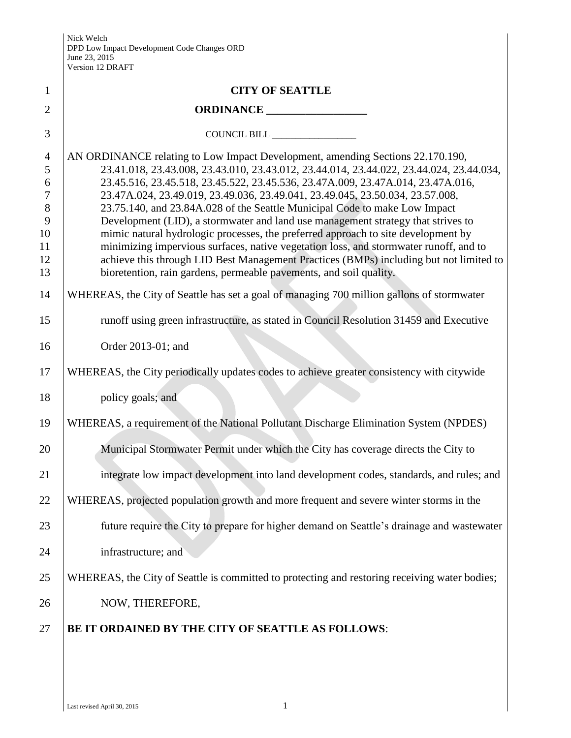Nick Welch
DPD Low Impact Development Code Changes ORD
June 23, 2015
Version 12 DRAFT

# CITY OF SEATTLE

## ORDINANCE __________________

COUNCIL BILL __________________

AN ORDINANCE relating to Low Impact Development, amending Sections 22.170.190, 23.41.018, 23.43.008, 23.43.010, 23.43.012, 23.44.014, 23.44.022, 23.44.024, 23.44.034, 23.45.516, 23.45.518, 23.45.522, 23.45.536, 23.47A.009, 23.47A.014, 23.47A.016, 23.47A.024, 23.49.019, 23.49.036, 23.49.041, 23.49.045, 23.50.034, 23.57.008, 23.75.140, and 23.84A.028 of the Seattle Municipal Code to make Low Impact Development (LID), a stormwater and land use management strategy that strives to mimic natural hydrologic processes, the preferred approach to site development by minimizing impervious surfaces, native vegetation loss, and stormwater runoff, and to achieve this through LID Best Management Practices (BMPs) including but not limited to bioretention, rain gardens, permeable pavements, and soil quality.

WHEREAS, the City of Seattle has set a goal of managing 700 million gallons of stormwater runoff using green infrastructure, as stated in Council Resolution 31459 and Executive Order 2013-01; and

WHEREAS, the City periodically updates codes to achieve greater consistency with citywide policy goals; and

WHEREAS, a requirement of the National Pollutant Discharge Elimination System (NPDES) Municipal Stormwater Permit under which the City has coverage directs the City to integrate low impact development into land development codes, standards, and rules; and

WHEREAS, projected population growth and more frequent and severe winter storms in the future require the City to prepare for higher demand on Seattle's drainage and wastewater infrastructure; and

WHEREAS, the City of Seattle is committed to protecting and restoring receiving water bodies; NOW, THEREFORE,

**BE IT ORDAINED BY THE CITY OF SEATTLE AS FOLLOWS**: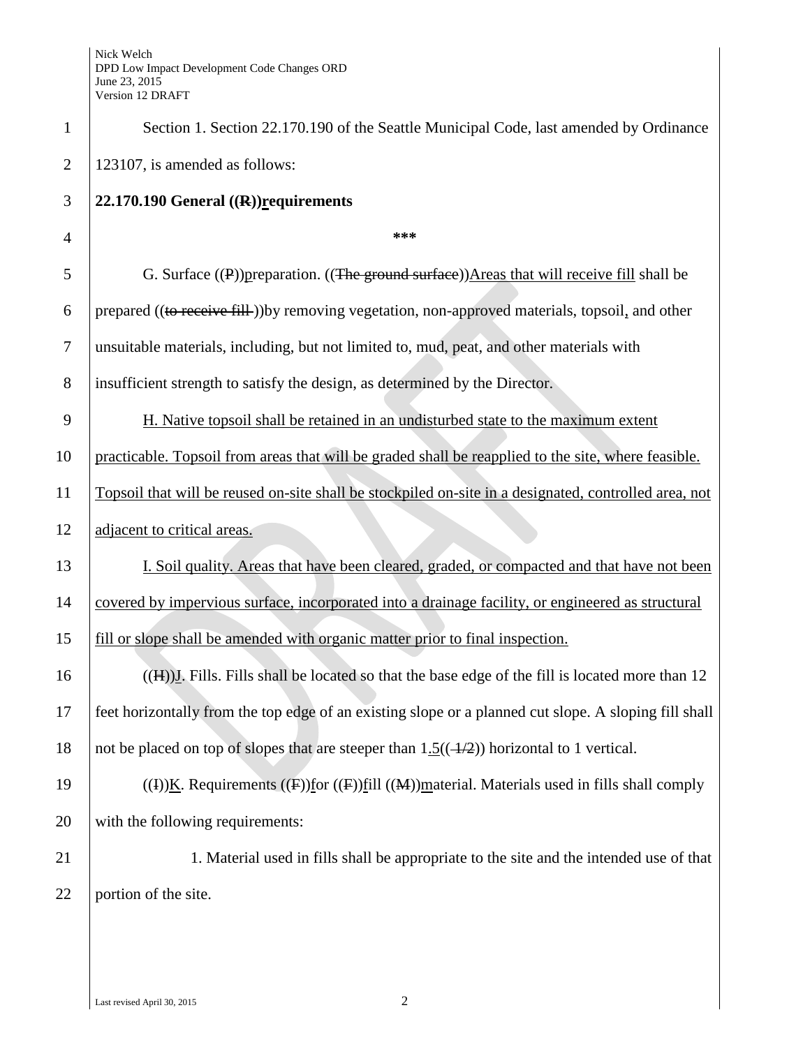Section 1. Section 22.170.190 of the Seattle Municipal Code, last amended by Ordinance 123107, is amended as follows:

**22.170.190 General ((~~R~~))requirements**

\*\*\*

G. Surface ((~~P~~))preparation. ((~~The ground surface~~))Areas that will receive fill shall be prepared ((~~to receive fill~~ ))by removing vegetation, non-approved materials, topsoil, and other unsuitable materials, including, but not limited to, mud, peat, and other materials with insufficient strength to satisfy the design, as determined by the Director.

H. Native topsoil shall be retained in an undisturbed state to the maximum extent practicable. Topsoil from areas that will be graded shall be reapplied to the site, where feasible. Topsoil that will be reused on-site shall be stockpiled on-site in a designated, controlled area, not adjacent to critical areas.

I. Soil quality. Areas that have been cleared, graded, or compacted and that have not been covered by impervious surface, incorporated into a drainage facility, or engineered as structural fill or slope shall be amended with organic matter prior to final inspection.

((~~H~~))J. Fills. Fills shall be located so that the base edge of the fill is located more than 12 feet horizontally from the top edge of an existing slope or a planned cut slope. A sloping fill shall not be placed on top of slopes that are steeper than 1.5((~~ 1/2~~)) horizontal to 1 vertical.

((~~I~~))K. Requirements ((~~F~~))for ((~~F~~))fill ((~~M~~))material. Materials used in fills shall comply with the following requirements:

1. Material used in fills shall be appropriate to the site and the intended use of that portion of the site.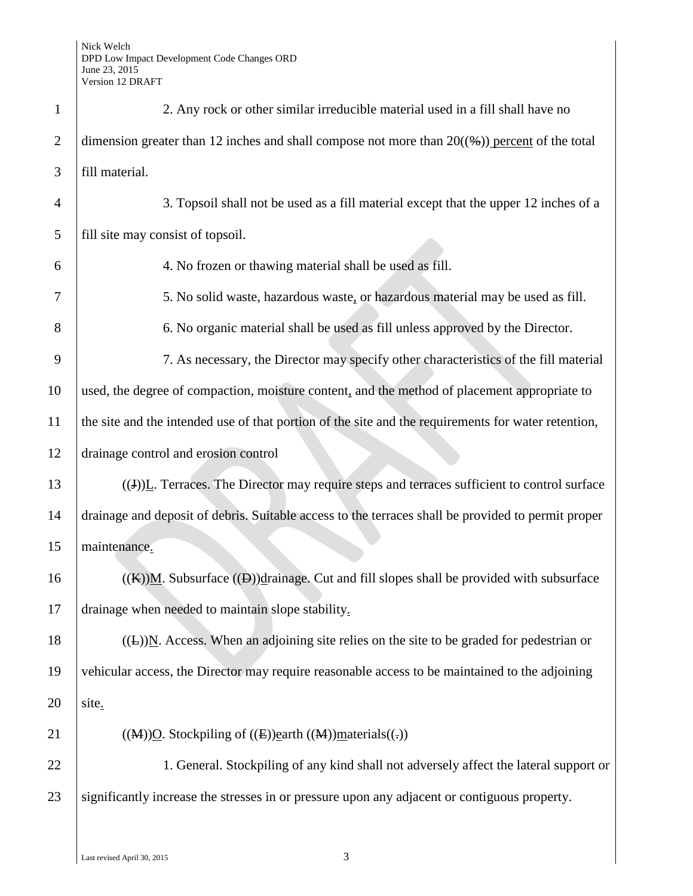2. Any rock or other similar irreducible material used in a fill shall have no dimension greater than 12 inches and shall compose not more than 20((~~%~~)) percent of the total fill material.

3. Topsoil shall not be used as a fill material except that the upper 12 inches of a fill site may consist of topsoil.

4. No frozen or thawing material shall be used as fill.

5. No solid waste, hazardous waste, or hazardous material may be used as fill.

6. No organic material shall be used as fill unless approved by the Director.

7. As necessary, the Director may specify other characteristics of the fill material used, the degree of compaction, moisture content, and the method of placement appropriate to the site and the intended use of that portion of the site and the requirements for water retention, drainage control and erosion control

((~~J~~))L. Terraces. The Director may require steps and terraces sufficient to control surface drainage and deposit of debris. Suitable access to the terraces shall be provided to permit proper maintenance.

((~~K~~))M. Subsurface ((~~D~~))drainage. Cut and fill slopes shall be provided with subsurface drainage when needed to maintain slope stability.

((~~L~~))N. Access. When an adjoining site relies on the site to be graded for pedestrian or vehicular access, the Director may require reasonable access to be maintained to the adjoining site.

((~~M~~))O. Stockpiling of ((~~E~~))earth ((~~M~~))materials((~~.~~))

1. General. Stockpiling of any kind shall not adversely affect the lateral support or significantly increase the stresses in or pressure upon any adjacent or contiguous property.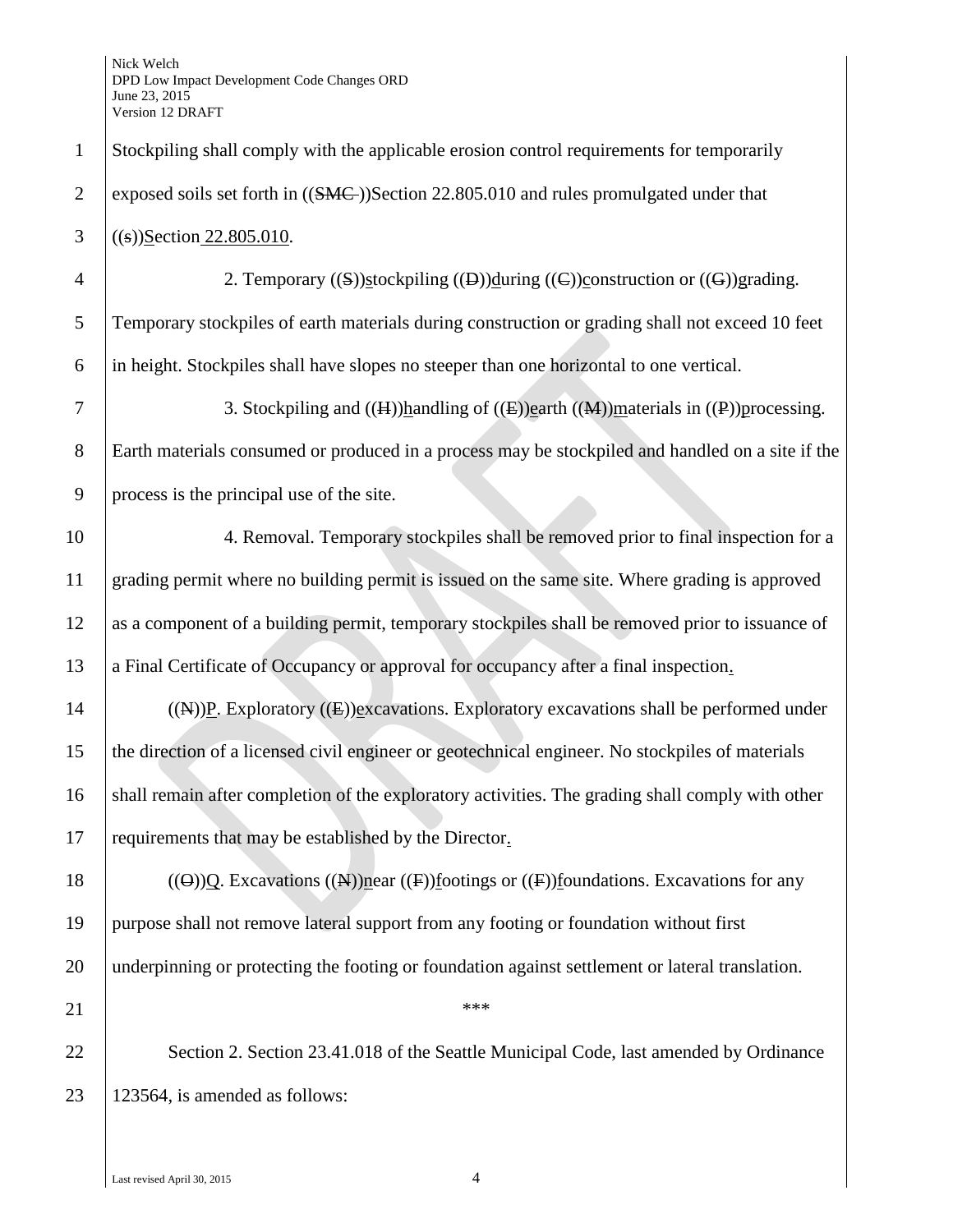Stockpiling shall comply with the applicable erosion control requirements for temporarily exposed soils set forth in ((SMC ))Section 22.805.010 and rules promulgated under that ((s))Section 22.805.010.

2. Temporary ((S))stockpiling ((D))during ((C))construction or ((G))grading. Temporary stockpiles of earth materials during construction or grading shall not exceed 10 feet in height. Stockpiles shall have slopes no steeper than one horizontal to one vertical.

3. Stockpiling and ((H))handling of ((E))earth ((M))materials in ((P))processing. Earth materials consumed or produced in a process may be stockpiled and handled on a site if the process is the principal use of the site.

4. Removal. Temporary stockpiles shall be removed prior to final inspection for a grading permit where no building permit is issued on the same site. Where grading is approved as a component of a building permit, temporary stockpiles shall be removed prior to issuance of a Final Certificate of Occupancy or approval for occupancy after a final inspection.

((N))P. Exploratory ((E))excavations. Exploratory excavations shall be performed under the direction of a licensed civil engineer or geotechnical engineer. No stockpiles of materials shall remain after completion of the exploratory activities. The grading shall comply with other requirements that may be established by the Director.

((O))Q. Excavations ((N))near ((F))footings or ((F))foundations. Excavations for any purpose shall not remove lateral support from any footing or foundation without first underpinning or protecting the footing or foundation against settlement or lateral translation.

***

Section 2. Section 23.41.018 of the Seattle Municipal Code, last amended by Ordinance 123564, is amended as follows: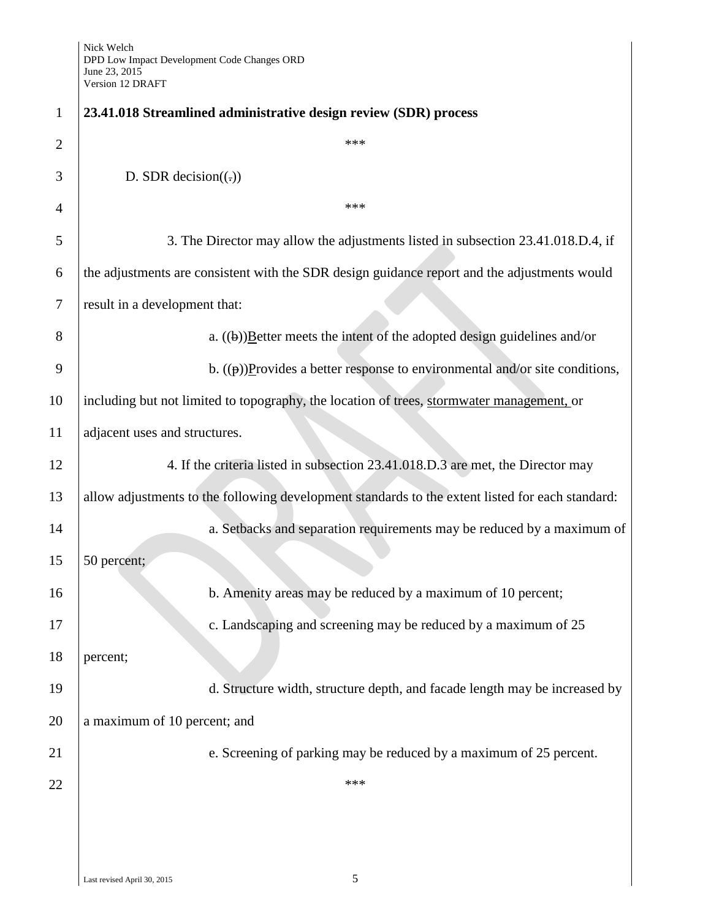**23.41.018 Streamlined administrative design review (SDR) process**

\*\*\*

D. SDR decision((.))

\*\*\*

3. The Director may allow the adjustments listed in subsection 23.41.018.D.4, if the adjustments are consistent with the SDR design guidance report and the adjustments would result in a development that:

a. ((~~b~~))<u>B</u>etter meets the intent of the adopted design guidelines and/or

b. ((~~p~~))<u>P</u>rovides a better response to environmental and/or site conditions, including but not limited to topography, the location of trees, <u>stormwater management,</u> or adjacent uses and structures.

4. If the criteria listed in subsection 23.41.018.D.3 are met, the Director may allow adjustments to the following development standards to the extent listed for each standard:

a. Setbacks and separation requirements may be reduced by a maximum of 50 percent;

b. Amenity areas may be reduced by a maximum of 10 percent;

c. Landscaping and screening may be reduced by a maximum of 25 percent;

d. Structure width, structure depth, and facade length may be increased by a maximum of 10 percent; and

e. Screening of parking may be reduced by a maximum of 25 percent.

\*\*\*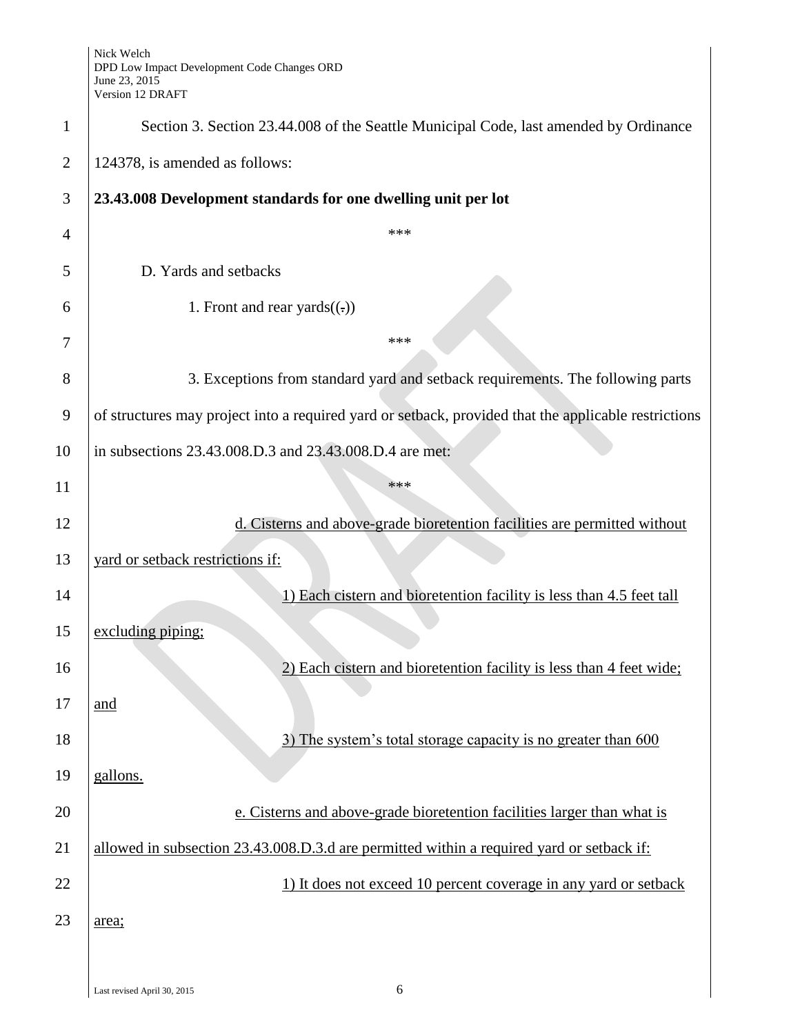Section 3. Section 23.44.008 of the Seattle Municipal Code, last amended by Ordinance 124378, is amended as follows:

**23.43.008 Development standards for one dwelling unit per lot**

\*\*\*

D. Yards and setbacks

1. Front and rear yards((.))

\*\*\*

3. Exceptions from standard yard and setback requirements. The following parts of structures may project into a required yard or setback, provided that the applicable restrictions in subsections 23.43.008.D.3 and 23.43.008.D.4 are met:

\*\*\*

<u>d. Cisterns and above-grade bioretention facilities are permitted without yard or setback restrictions if:</u>

<u>1) Each cistern and bioretention facility is less than 4.5 feet tall excluding piping;</u>

<u>2) Each cistern and bioretention facility is less than 4 feet wide; and</u>

<u>3) The system's total storage capacity is no greater than 600 gallons.</u>

<u>e. Cisterns and above-grade bioretention facilities larger than what is allowed in subsection 23.43.008.D.3.d are permitted within a required yard or setback if:</u>

<u>1) It does not exceed 10 percent coverage in any yard or setback area;</u>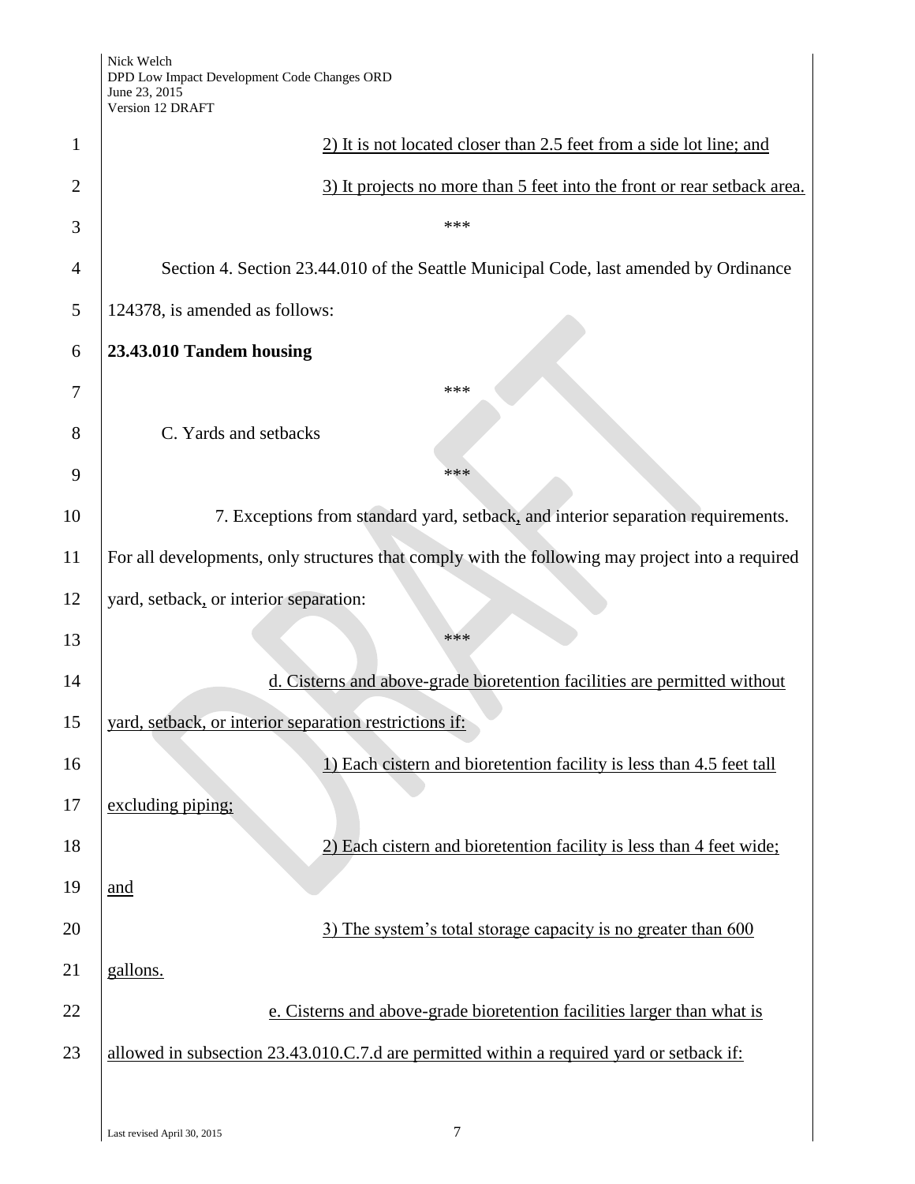2) It is not located closer than 2.5 feet from a side lot line; and

3) It projects no more than 5 feet into the front or rear setback area.

\*\*\*

Section 4. Section 23.44.010 of the Seattle Municipal Code, last amended by Ordinance 124378, is amended as follows:

**23.43.010 Tandem housing**

\*\*\*

C. Yards and setbacks

\*\*\*

7. Exceptions from standard yard, setback, and interior separation requirements. For all developments, only structures that comply with the following may project into a required yard, setback, or interior separation:

\*\*\*

d. Cisterns and above-grade bioretention facilities are permitted without yard, setback, or interior separation restrictions if:

1) Each cistern and bioretention facility is less than 4.5 feet tall excluding piping;

2) Each cistern and bioretention facility is less than 4 feet wide; and

3) The system's total storage capacity is no greater than 600 gallons.

e. Cisterns and above-grade bioretention facilities larger than what is allowed in subsection 23.43.010.C.7.d are permitted within a required yard or setback if: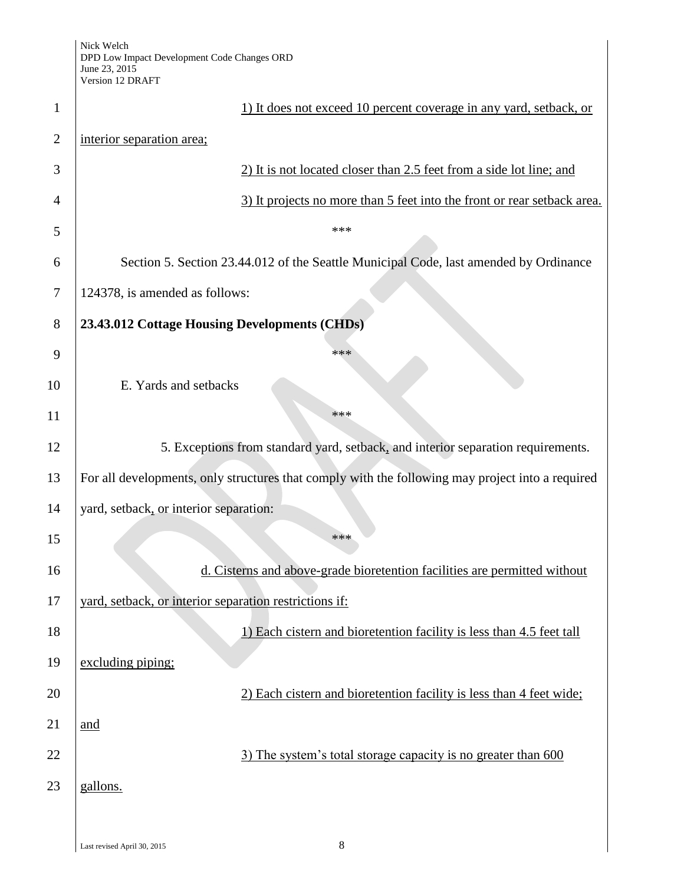1) It does not exceed 10 percent coverage in any yard, setback, or interior separation area;

2) It is not located closer than 2.5 feet from a side lot line; and

3) It projects no more than 5 feet into the front or rear setback area.

\*\*\*

Section 5. Section 23.44.012 of the Seattle Municipal Code, last amended by Ordinance 124378, is amended as follows:

**23.43.012 Cottage Housing Developments (CHDs)**

\*\*\*

E. Yards and setbacks

\*\*\*

5. Exceptions from standard yard, setback, and interior separation requirements. For all developments, only structures that comply with the following may project into a required yard, setback, or interior separation:

\*\*\*

d. Cisterns and above-grade bioretention facilities are permitted without yard, setback, or interior separation restrictions if:

1) Each cistern and bioretention facility is less than 4.5 feet tall excluding piping;

2) Each cistern and bioretention facility is less than 4 feet wide; and

3) The system's total storage capacity is no greater than 600 gallons.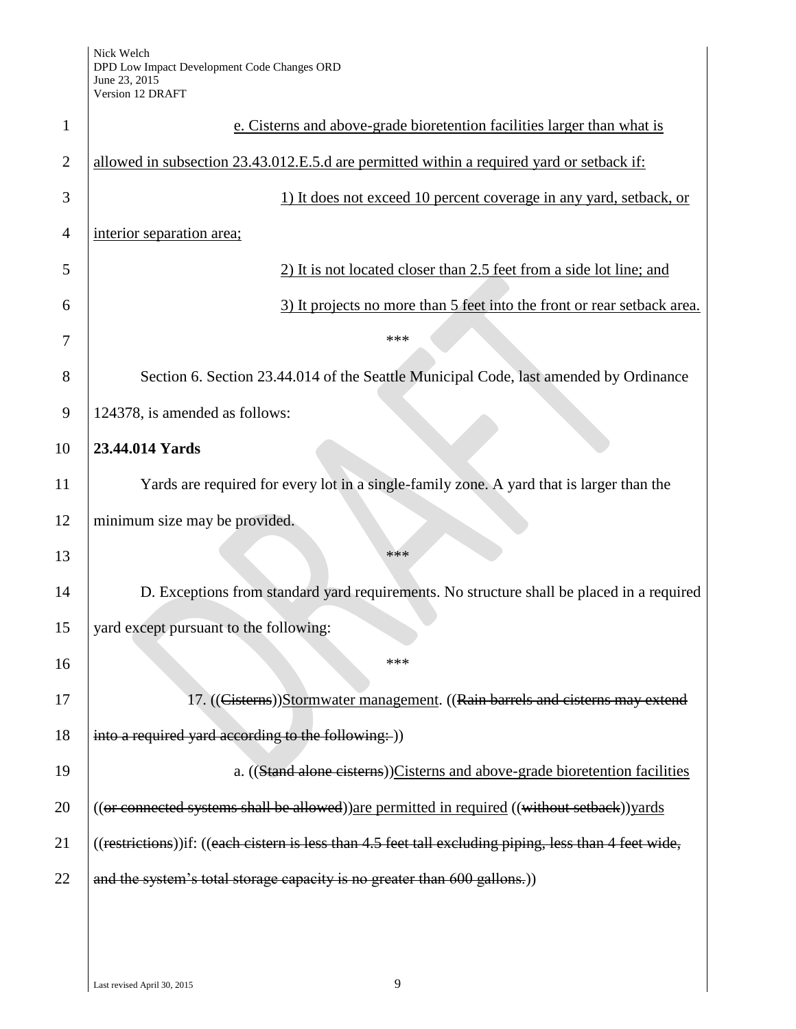e. Cisterns and above-grade bioretention facilities larger than what is allowed in subsection 23.43.012.E.5.d are permitted within a required yard or setback if:

1) It does not exceed 10 percent coverage in any yard, setback, or interior separation area;

2) It is not located closer than 2.5 feet from a side lot line; and

3) It projects no more than 5 feet into the front or rear setback area.

\*\*\*

Section 6. Section 23.44.014 of the Seattle Municipal Code, last amended by Ordinance 124378, is amended as follows:

**23.44.014 Yards**

Yards are required for every lot in a single-family zone. A yard that is larger than the minimum size may be provided.

\*\*\*

D. Exceptions from standard yard requirements. No structure shall be placed in a required yard except pursuant to the following:

\*\*\*

17. ((~~Cisterns~~))Stormwater management. ((~~Rain barrels and cisterns may extend into a required yard according to the following:~~ ))

a. ((~~Stand alone cisterns~~))Cisterns and above-grade bioretention facilities ((~~or connected systems shall be allowed~~))are permitted in required ((~~without setback~~))yards ((~~restrictions~~))if: ((~~each cistern is less than 4.5 feet tall excluding piping, less than 4 feet wide, and the system's total storage capacity is no greater than 600 gallons.~~))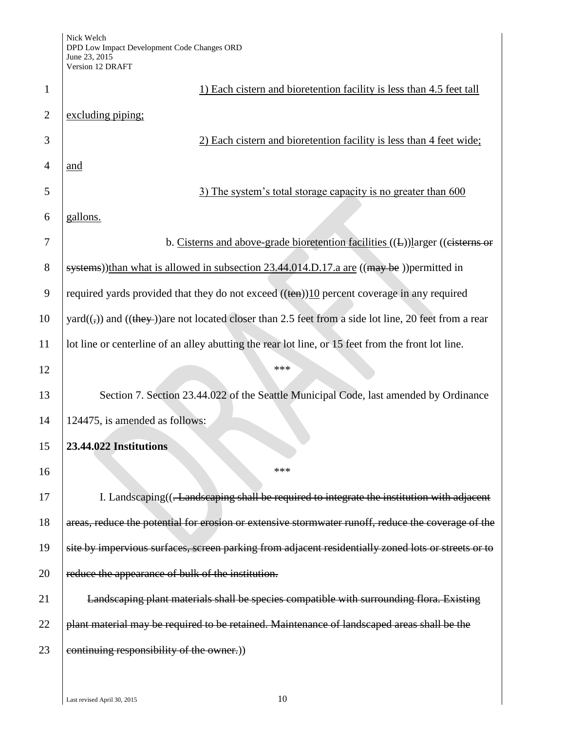1) Each cistern and bioretention facility is less than 4.5 feet tall excluding piping;

2) Each cistern and bioretention facility is less than 4 feet wide; and

3) The system's total storage capacity is no greater than 600 gallons.

b. Cisterns and above-grade bioretention facilities ((L))larger ((cisterns or systems))than what is allowed in subsection 23.44.014.D.17.a are ((may be ))permitted in required yards provided that they do not exceed ((ten))10 percent coverage in any required yard((,)) and ((they ))are not located closer than 2.5 feet from a side lot line, 20 feet from a rear lot line or centerline of an alley abutting the rear lot line, or 15 feet from the front lot line.

\*\*\*

Section 7. Section 23.44.022 of the Seattle Municipal Code, last amended by Ordinance 124475, is amended as follows:

**23.44.022 Institutions**

\*\*\*

I. Landscaping((. Landscaping shall be required to integrate the institution with adjacent areas, reduce the potential for erosion or extensive stormwater runoff, reduce the coverage of the site by impervious surfaces, screen parking from adjacent residentially zoned lots or streets or to reduce the appearance of bulk of the institution.

Landscaping plant materials shall be species compatible with surrounding flora. Existing plant material may be required to be retained. Maintenance of landscaped areas shall be the continuing responsibility of the owner.))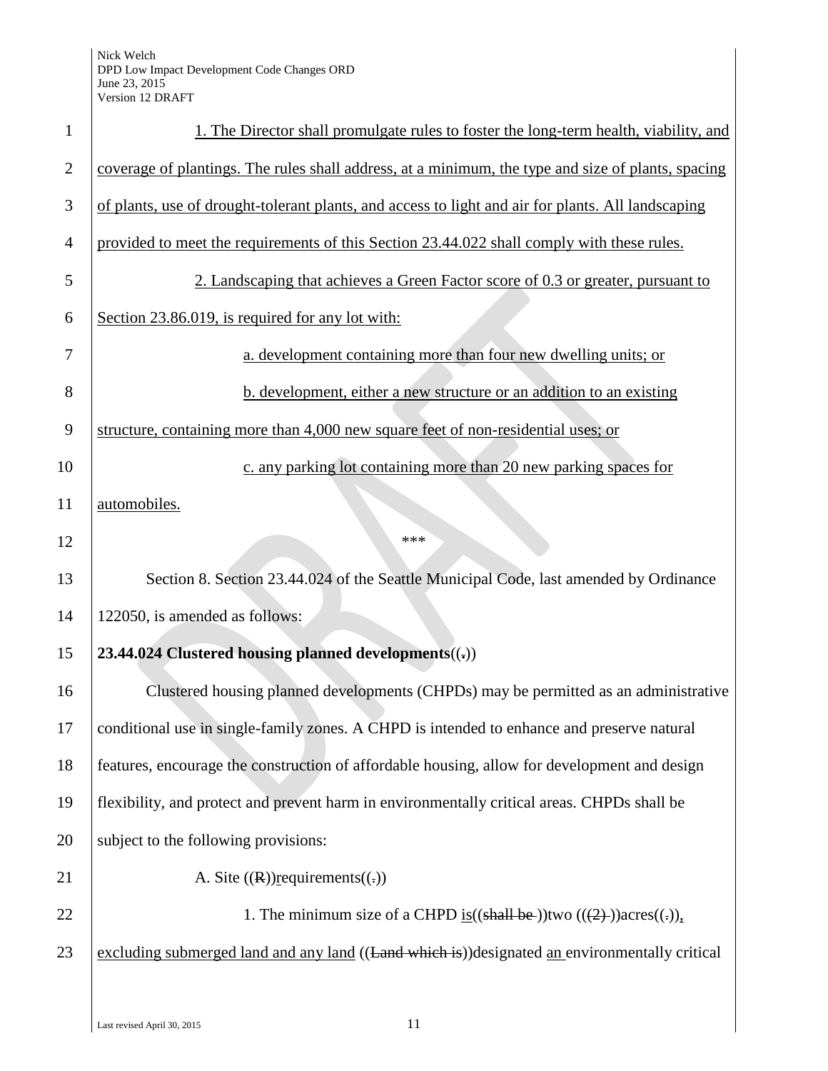1. The Director shall promulgate rules to foster the long-term health, viability, and coverage of plantings. The rules shall address, at a minimum, the type and size of plants, spacing of plants, use of drought-tolerant plants, and access to light and air for plants. All landscaping provided to meet the requirements of this Section 23.44.022 shall comply with these rules.

2. Landscaping that achieves a Green Factor score of 0.3 or greater, pursuant to Section 23.86.019, is required for any lot with:

a. development containing more than four new dwelling units; or

b. development, either a new structure or an addition to an existing structure, containing more than 4,000 new square feet of non-residential uses; or

c. any parking lot containing more than 20 new parking spaces for automobiles.

\*\*\*

Section 8. Section 23.44.024 of the Seattle Municipal Code, last amended by Ordinance 122050, is amended as follows:

**23.44.024 Clustered housing planned developments**((.))

Clustered housing planned developments (CHPDs) may be permitted as an administrative conditional use in single-family zones. A CHPD is intended to enhance and preserve natural features, encourage the construction of affordable housing, allow for development and design flexibility, and protect and prevent harm in environmentally critical areas. CHPDs shall be subject to the following provisions:

A. Site ((R))requirements((.))

1. The minimum size of a CHPD is((shall be ))two (((2) ))acres((.)), excluding submerged land and any land ((Land which is))designated an environmentally critical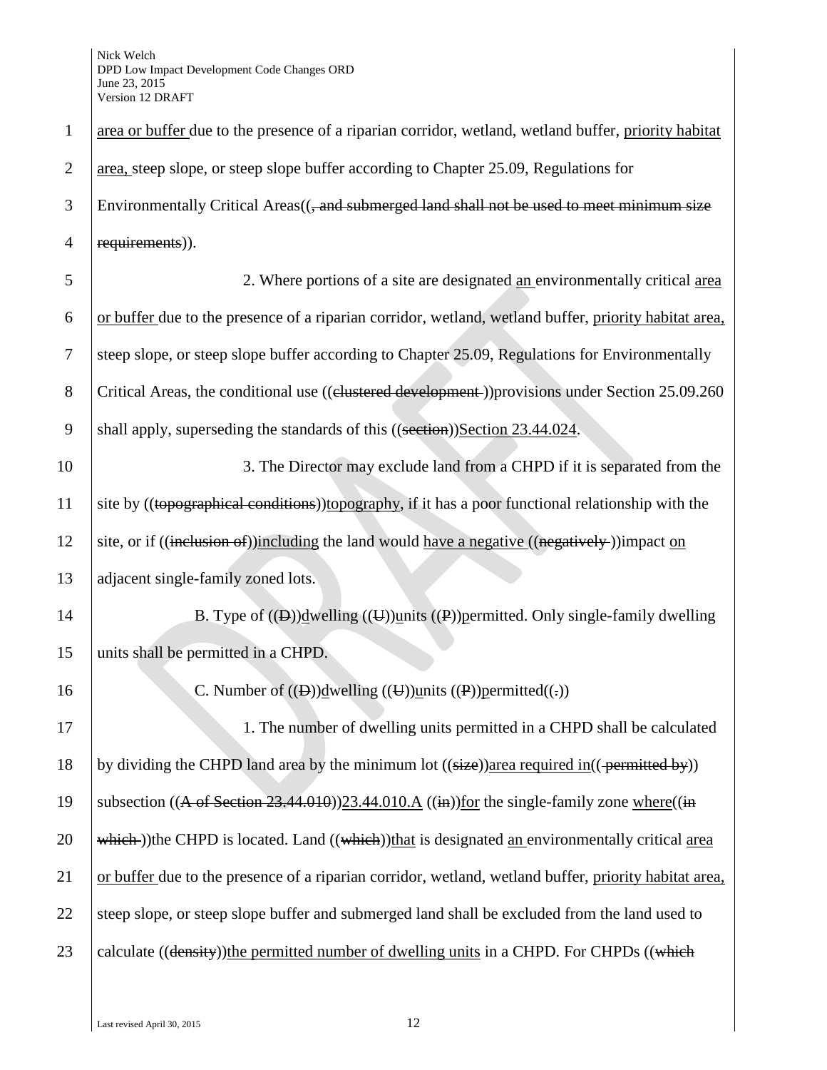area or buffer due to the presence of a riparian corridor, wetland, wetland buffer, priority habitat area, steep slope, or steep slope buffer according to Chapter 25.09, Regulations for Environmentally Critical Areas((, and submerged land shall not be used to meet minimum size requirements)).

2. Where portions of a site are designated an environmentally critical area or buffer due to the presence of a riparian corridor, wetland, wetland buffer, priority habitat area, steep slope, or steep slope buffer according to Chapter 25.09, Regulations for Environmentally Critical Areas, the conditional use ((clustered development ))provisions under Section 25.09.260 shall apply, superseding the standards of this ((section))Section 23.44.024.

3. The Director may exclude land from a CHPD if it is separated from the site by ((topographical conditions))topography, if it has a poor functional relationship with the site, or if ((inclusion of))including the land would have a negative ((negatively ))impact on adjacent single-family zoned lots.

B. Type of ((D))dwelling ((U))units ((P))permitted. Only single-family dwelling units shall be permitted in a CHPD.

C. Number of ((D))dwelling ((U))units ((P))permitted((.))

1. The number of dwelling units permitted in a CHPD shall be calculated by dividing the CHPD land area by the minimum lot ((size))area required in(( permitted by)) subsection ((A of Section 23.44.010))23.44.010.A ((in))for the single-family zone where((in which ))the CHPD is located. Land ((which))that is designated an environmentally critical area or buffer due to the presence of a riparian corridor, wetland, wetland buffer, priority habitat area, steep slope, or steep slope buffer and submerged land shall be excluded from the land used to calculate ((density))the permitted number of dwelling units in a CHPD. For CHPDs ((which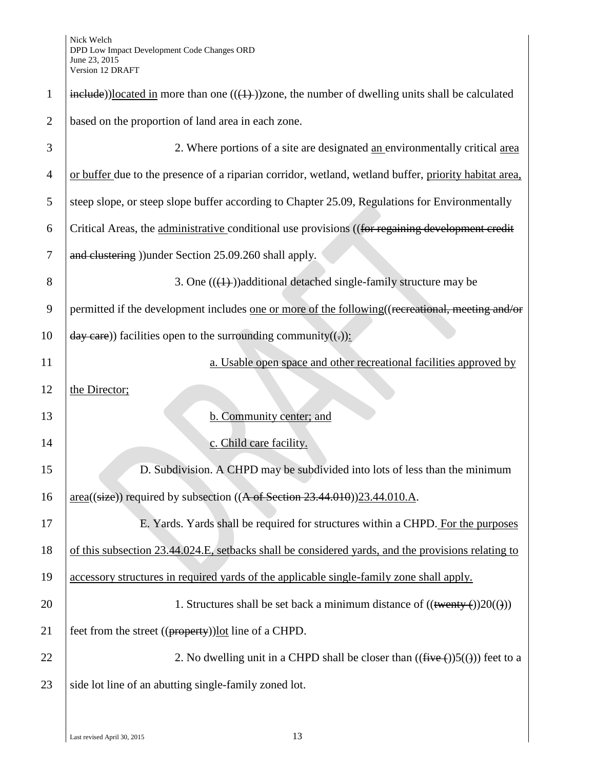include))located in more than one (((1) ))zone, the number of dwelling units shall be calculated based on the proportion of land area in each zone.

2. Where portions of a site are designated an environmentally critical area or buffer due to the presence of a riparian corridor, wetland, wetland buffer, priority habitat area, steep slope, or steep slope buffer according to Chapter 25.09, Regulations for Environmentally Critical Areas, the administrative conditional use provisions ((for regaining development credit and clustering ))under Section 25.09.260 shall apply.

3. One (((1) ))additional detached single-family structure may be permitted if the development includes one or more of the following((recreational, meeting and/or day care)) facilities open to the surrounding community((.)):

a. Usable open space and other recreational facilities approved by the Director;

b. Community center; and

c. Child care facility.

D. Subdivision. A CHPD may be subdivided into lots of less than the minimum area((size)) required by subsection ((A of Section 23.44.010))23.44.010.A.

E. Yards. Yards shall be required for structures within a CHPD. For the purposes of this subsection 23.44.024.E, setbacks shall be considered yards, and the provisions relating to accessory structures in required yards of the applicable single-family zone shall apply.

1. Structures shall be set back a minimum distance of ((twenty ())20(())) feet from the street ((property))lot line of a CHPD.

2. No dwelling unit in a CHPD shall be closer than ((five ())5(())) feet to a side lot line of an abutting single-family zoned lot.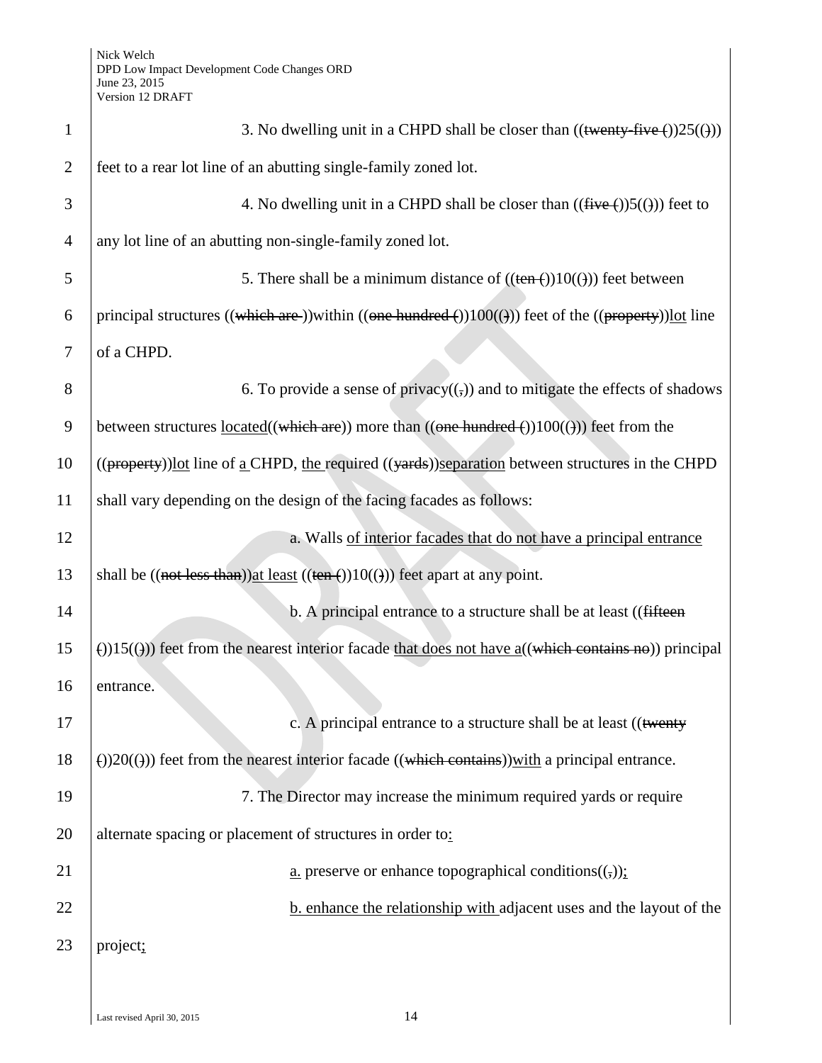3. No dwelling unit in a CHPD shall be closer than ((~~twenty-five (~~))25((~~)~~)) feet to a rear lot line of an abutting single-family zoned lot.

4. No dwelling unit in a CHPD shall be closer than ((~~five (~~))5((~~)~~)) feet to any lot line of an abutting non-single-family zoned lot.

5. There shall be a minimum distance of ((~~ten (~~))10((~~)~~)) feet between principal structures ((~~which are~~ ))within ((~~one hundred (~~))100((~~)~~)) feet of the ((~~property~~))<u>lot</u> line of a CHPD.

6. To provide a sense of privacy((~~,~~)) and to mitigate the effects of shadows between structures <u>located</u>((~~which are~~)) more than ((~~one hundred (~~))100((~~)~~)) feet from the ((~~property~~))<u>lot</u> line of <u>a</u> CHPD, <u>the</u> required ((~~yards~~))<u>separation</u> between structures in the CHPD shall vary depending on the design of the facing facades as follows:

a. Walls <u>of interior facades that do not have a principal entrance</u> shall be ((~~not less than~~))<u>at least</u> ((~~ten (~~))10((~~)~~)) feet apart at any point.

b. A principal entrance to a structure shall be at least ((~~fifteen (~~))15((~~)~~)) feet from the nearest interior facade <u>that does not have a</u>((~~which contains no~~)) principal entrance.

c. A principal entrance to a structure shall be at least ((~~twenty (~~))20((~~)~~)) feet from the nearest interior facade ((~~which contains~~))<u>with</u> a principal entrance.

7. The Director may increase the minimum required yards or require alternate spacing or placement of structures in order to<u>:</u>

<u>a.</u> preserve or enhance topographical conditions((~~,~~))<u>;</u>

<u>b. enhance the relationship with</u> adjacent uses and the layout of the project<u>;</u>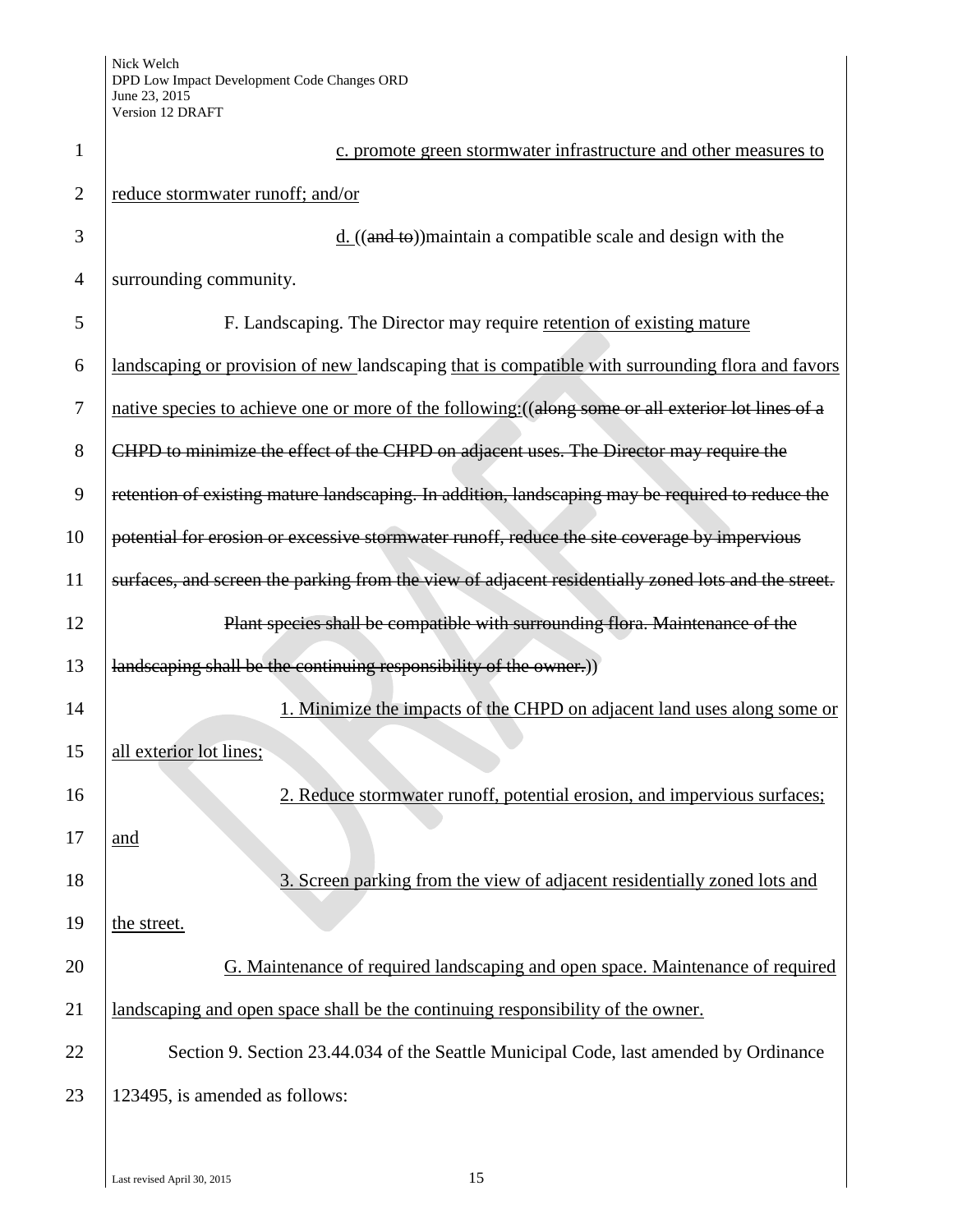c. promote green stormwater infrastructure and other measures to reduce stormwater runoff; and/or

d. ((~~and to~~))maintain a compatible scale and design with the surrounding community.

F. Landscaping. The Director may require retention of existing mature landscaping or provision of new landscaping that is compatible with surrounding flora and favors native species to achieve one or more of the following:((~~along some or all exterior lot lines of a CHPD to minimize the effect of the CHPD on adjacent uses. The Director may require the retention of existing mature landscaping. In addition, landscaping may be required to reduce the potential for erosion or excessive stormwater runoff, reduce the site coverage by impervious surfaces, and screen the parking from the view of adjacent residentially zoned lots and the street.~~

~~Plant species shall be compatible with surrounding flora. Maintenance of the landscaping shall be the continuing responsibility of the owner.~~))

1. Minimize the impacts of the CHPD on adjacent land uses along some or all exterior lot lines;

2. Reduce stormwater runoff, potential erosion, and impervious surfaces; and

3. Screen parking from the view of adjacent residentially zoned lots and the street.

G. Maintenance of required landscaping and open space. Maintenance of required landscaping and open space shall be the continuing responsibility of the owner.

Section 9. Section 23.44.034 of the Seattle Municipal Code, last amended by Ordinance 123495, is amended as follows: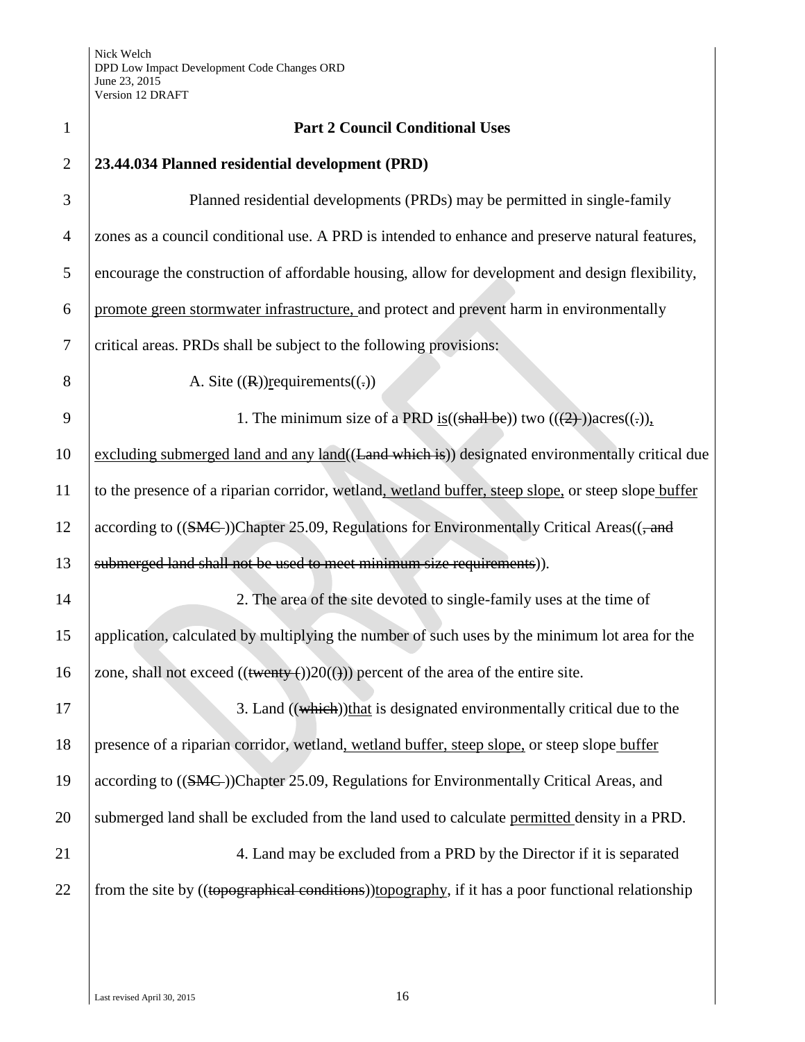**Part 2 Council Conditional Uses**

**23.44.034 Planned residential development (PRD)**

Planned residential developments (PRDs) may be permitted in single-family zones as a council conditional use. A PRD is intended to enhance and preserve natural features, encourage the construction of affordable housing, allow for development and design flexibility, promote green stormwater infrastructure, and protect and prevent harm in environmentally critical areas. PRDs shall be subject to the following provisions:

A. Site ((R))requirements((.))

1. The minimum size of a PRD is((shall be)) two (((2) ))acres((.)), excluding submerged land and any land((Land which is)) designated environmentally critical due to the presence of a riparian corridor, wetland, wetland buffer, steep slope, or steep slope buffer according to ((SMC ))Chapter 25.09, Regulations for Environmentally Critical Areas((, and submerged land shall not be used to meet minimum size requirements)).

2. The area of the site devoted to single-family uses at the time of application, calculated by multiplying the number of such uses by the minimum lot area for the zone, shall not exceed ((twenty ())20(())) percent of the area of the entire site.

3. Land ((which))that is designated environmentally critical due to the presence of a riparian corridor, wetland, wetland buffer, steep slope, or steep slope buffer according to ((SMC ))Chapter 25.09, Regulations for Environmentally Critical Areas, and submerged land shall be excluded from the land used to calculate permitted density in a PRD.

4. Land may be excluded from a PRD by the Director if it is separated from the site by ((topographical conditions))topography, if it has a poor functional relationship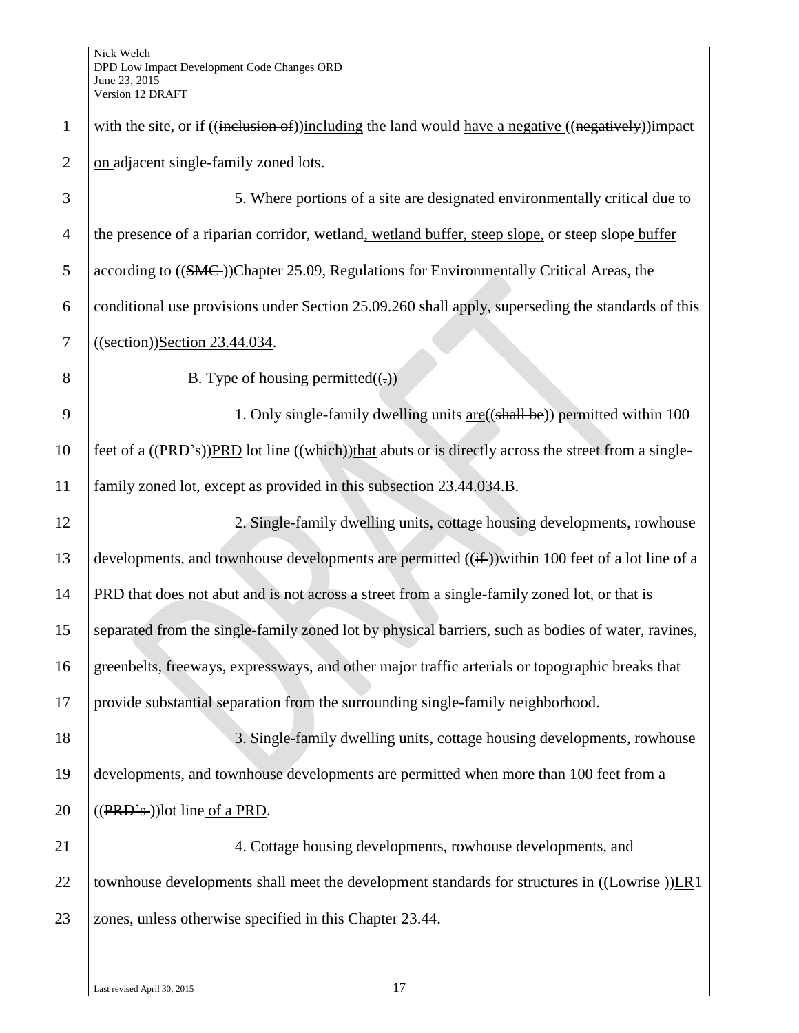with the site, or if ((~~inclusion of~~))<u>including</u> the land would <u>have a negative</u> ((~~negatively~~))impact <u>on</u> adjacent single-family zoned lots.

5. Where portions of a site are designated environmentally critical due to the presence of a riparian corridor, wetland<u>, wetland buffer, steep slope,</u> or steep slope <u>buffer</u> according to ((~~SMC~~ ))Chapter 25.09, Regulations for Environmentally Critical Areas, the conditional use provisions under Section 25.09.260 shall apply, superseding the standards of this ((~~section~~))<u>Section 23.44.034</u>.

B. Type of housing permitted((~~.~~))

1. Only single-family dwelling units <u>are</u>((~~shall be~~)) permitted within 100 feet of a ((~~PRD's~~))<u>PRD</u> lot line ((~~which~~))<u>that</u> abuts or is directly across the street from a single-family zoned lot, except as provided in this subsection 23.44.034.B.

2. Single-family dwelling units, cottage housing developments, rowhouse developments, and townhouse developments are permitted ((~~if~~ ))within 100 feet of a lot line of a PRD that does not abut and is not across a street from a single-family zoned lot, or that is separated from the single-family zoned lot by physical barriers, such as bodies of water, ravines, greenbelts, freeways, expressways<u>,</u> and other major traffic arterials or topographic breaks that provide substantial separation from the surrounding single-family neighborhood.

3. Single-family dwelling units, cottage housing developments, rowhouse developments, and townhouse developments are permitted when more than 100 feet from a ((~~PRD's~~ ))lot line <u>of a PRD</u>.

4. Cottage housing developments, rowhouse developments, and townhouse developments shall meet the development standards for structures in ((~~Lowrise~~ ))<u>LR</u>1 zones, unless otherwise specified in this Chapter 23.44.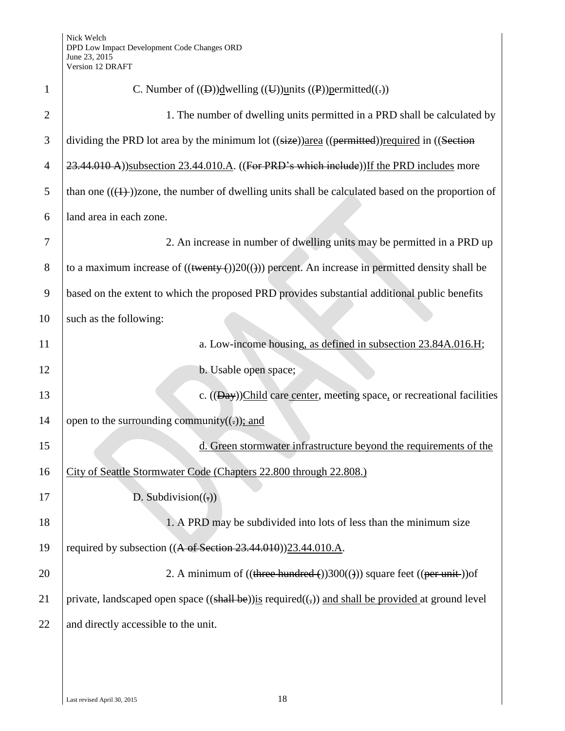C. Number of ((D))dwelling ((U))units ((P))permitted((.))

1. The number of dwelling units permitted in a PRD shall be calculated by dividing the PRD lot area by the minimum lot ((size))area ((permitted))required in ((Section 23.44.010 A))subsection 23.44.010.A. ((For PRD's which include))If the PRD includes more than one (((1) ))zone, the number of dwelling units shall be calculated based on the proportion of land area in each zone.

2. An increase in number of dwelling units may be permitted in a PRD up to a maximum increase of ((twenty ())20(())) percent. An increase in permitted density shall be based on the extent to which the proposed PRD provides substantial additional public benefits such as the following:

a. Low-income housing, as defined in subsection 23.84A.016.H;

b. Usable open space;

c. ((Day))Child care center, meeting space, or recreational facilities open to the surrounding community((.)); and

d. Green stormwater infrastructure beyond the requirements of the City of Seattle Stormwater Code (Chapters 22.800 through 22.808.)

D. Subdivision((.))

1. A PRD may be subdivided into lots of less than the minimum size required by subsection ((A of Section 23.44.010))23.44.010.A.

2. A minimum of ((three hundred ())300(())) square feet ((per unit ))of private, landscaped open space ((shall be))is required((,)) and shall be provided at ground level and directly accessible to the unit.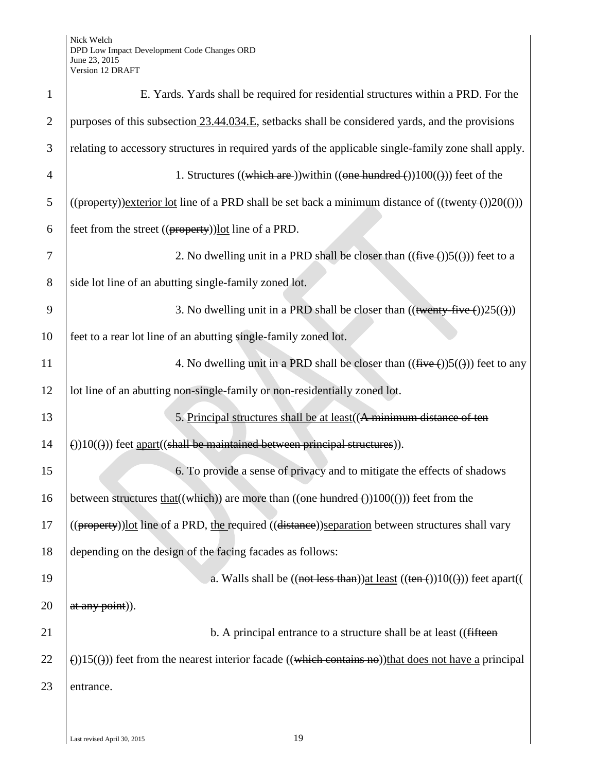E. Yards. Yards shall be required for residential structures within a PRD. For the purposes of this subsection 23.44.034.E, setbacks shall be considered yards, and the provisions relating to accessory structures in required yards of the applicable single-family zone shall apply.

1. Structures ((which are ))within ((one hundred ())100(())) feet of the ((property))exterior lot line of a PRD shall be set back a minimum distance of ((twenty ())20(())) feet from the street ((property))lot line of a PRD.

2. No dwelling unit in a PRD shall be closer than ((five ())5(())) feet to a side lot line of an abutting single-family zoned lot.

3. No dwelling unit in a PRD shall be closer than ((twenty-five ())25(())) feet to a rear lot line of an abutting single-family zoned lot.

4. No dwelling unit in a PRD shall be closer than ((five ())5(())) feet to any lot line of an abutting non-single-family or non-residentially zoned lot.

5. Principal structures shall be at least((A minimum distance of ten ())10(())) feet apart((shall be maintained between principal structures)).

6. To provide a sense of privacy and to mitigate the effects of shadows between structures that((which)) are more than ((one hundred ())100(())) feet from the ((property))lot line of a PRD, the required ((distance))separation between structures shall vary depending on the design of the facing facades as follows:

a. Walls shall be ((not less than))at least ((ten ())10(())) feet apart(( at any point)).

b. A principal entrance to a structure shall be at least ((fifteen ())15(())) feet from the nearest interior facade ((which contains no))that does not have a principal entrance.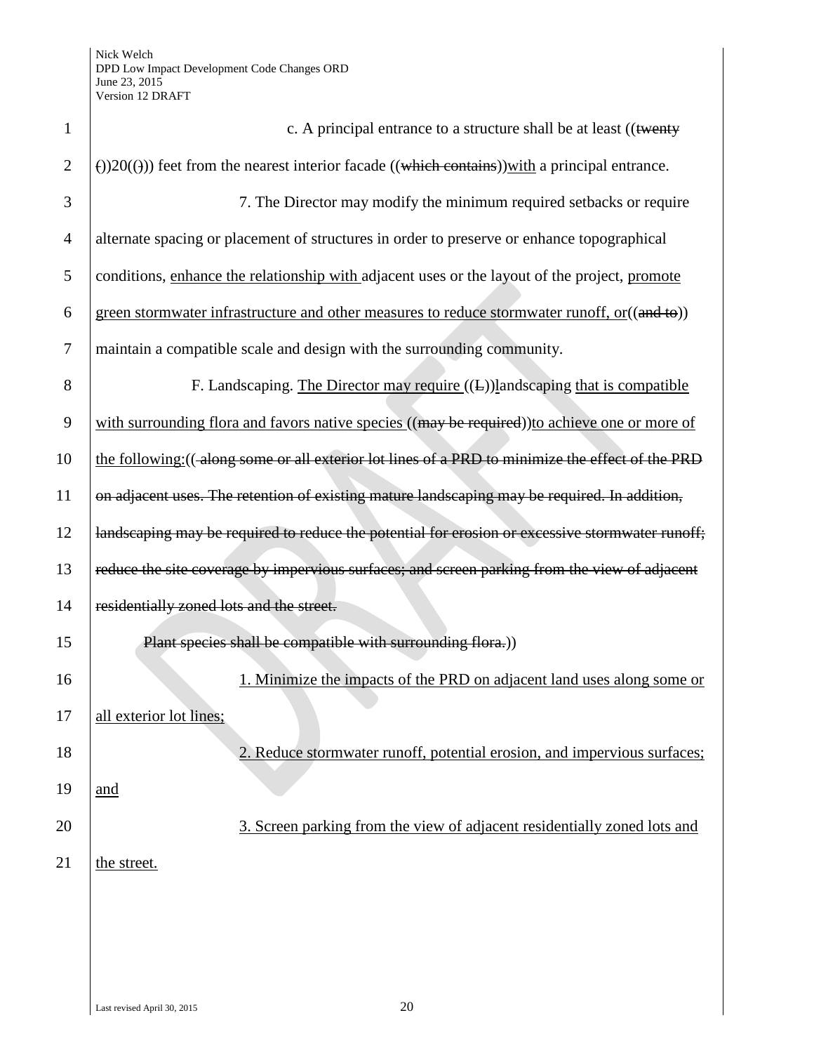c. A principal entrance to a structure shall be at least ((~~twenty~~ ~~(~~))20((~~)~~)) feet from the nearest interior facade ((~~which contains~~))with a principal entrance.

7. The Director may modify the minimum required setbacks or require alternate spacing or placement of structures in order to preserve or enhance topographical conditions, enhance the relationship with adjacent uses or the layout of the project, promote green stormwater infrastructure and other measures to reduce stormwater runoff, or((~~and to~~)) maintain a compatible scale and design with the surrounding community.

F. Landscaping. The Director may require ((~~L~~))landscaping that is compatible with surrounding flora and favors native species ((~~may be required~~))to achieve one or more of the following:((~~ along some or all exterior lot lines of a PRD to minimize the effect of the PRD on adjacent uses. The retention of existing mature landscaping may be required. In addition, landscaping may be required to reduce the potential for erosion or excessive stormwater runoff; reduce the site coverage by impervious surfaces; and screen parking from the view of adjacent residentially zoned lots and the street.~~

~~Plant species shall be compatible with surrounding flora.~~))

1. Minimize the impacts of the PRD on adjacent land uses along some or all exterior lot lines;

2. Reduce stormwater runoff, potential erosion, and impervious surfaces; and

3. Screen parking from the view of adjacent residentially zoned lots and the street.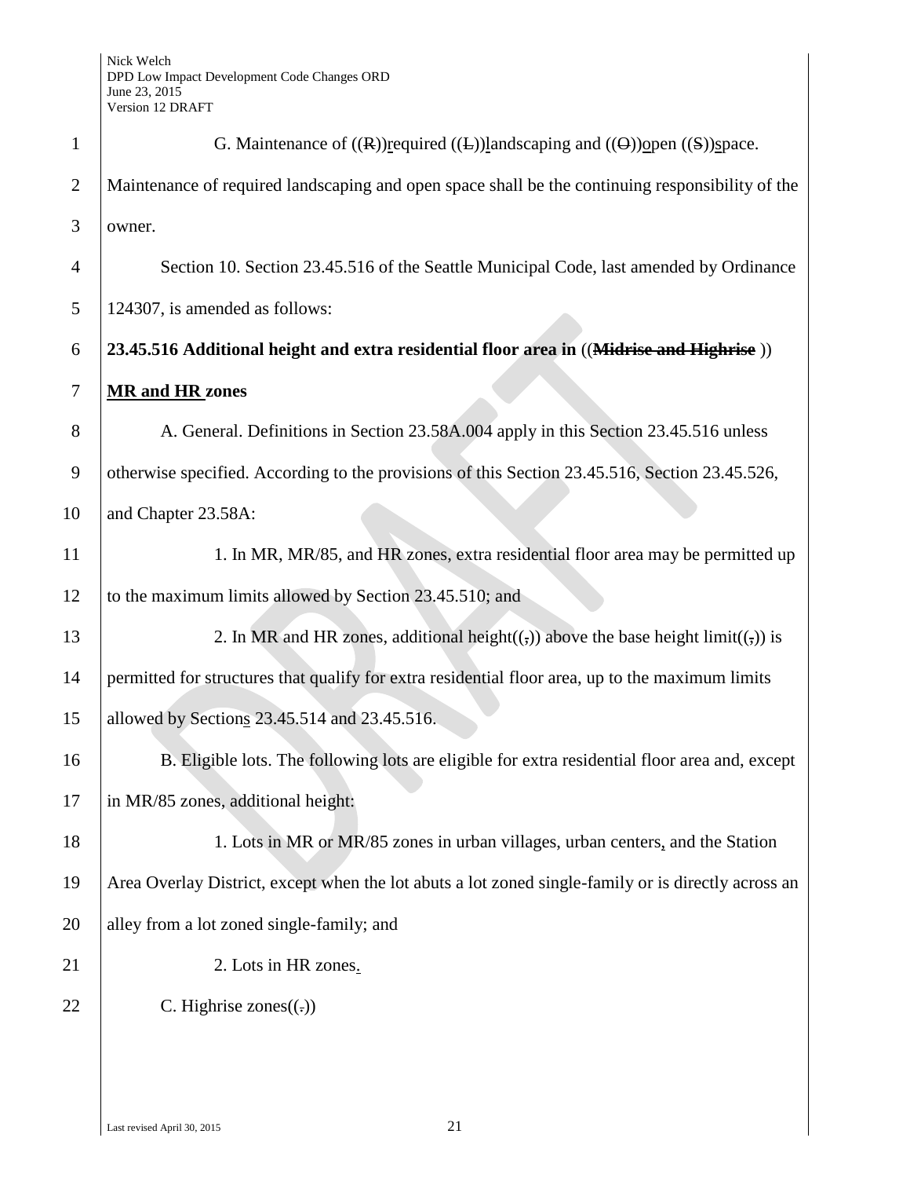G. Maintenance of ((R))required ((L))landscaping and ((O))open ((S))space. Maintenance of required landscaping and open space shall be the continuing responsibility of the owner.

Section 10. Section 23.45.516 of the Seattle Municipal Code, last amended by Ordinance 124307, is amended as follows:

**23.45.516 Additional height and extra residential floor area in** ((~~**Midrise and Highrise**~~ )) **MR and HR zones**

A. General. Definitions in Section 23.58A.004 apply in this Section 23.45.516 unless otherwise specified. According to the provisions of this Section 23.45.516, Section 23.45.526, and Chapter 23.58A:

1. In MR, MR/85, and HR zones, extra residential floor area may be permitted up to the maximum limits allowed by Section 23.45.510; and

2. In MR and HR zones, additional height((~~,~~)) above the base height limit((~~,~~)) is permitted for structures that qualify for extra residential floor area, up to the maximum limits allowed by Sections 23.45.514 and 23.45.516.

B. Eligible lots. The following lots are eligible for extra residential floor area and, except in MR/85 zones, additional height:

1. Lots in MR or MR/85 zones in urban villages, urban centers, and the Station Area Overlay District, except when the lot abuts a lot zoned single-family or is directly across an alley from a lot zoned single-family; and

2. Lots in HR zones.

C. Highrise zones((~~.~~))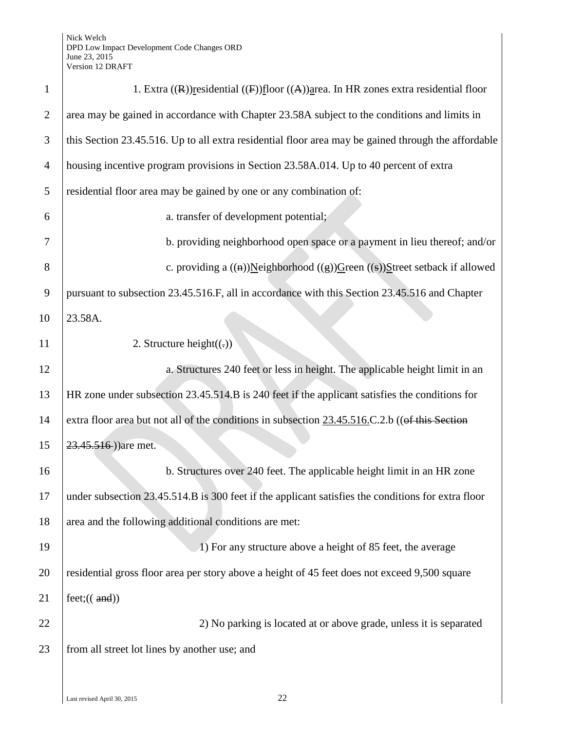1. Extra ((R))residential ((F))floor ((A))area. In HR zones extra residential floor area may be gained in accordance with Chapter 23.58A subject to the conditions and limits in this Section 23.45.516. Up to all extra residential floor area may be gained through the affordable housing incentive program provisions in Section 23.58A.014. Up to 40 percent of extra residential floor area may be gained by one or any combination of:

a. transfer of development potential;

b. providing neighborhood open space or a payment in lieu thereof; and/or

c. providing a ((n))Neighborhood ((g))Green ((s))Street setback if allowed pursuant to subsection 23.45.516.F, all in accordance with this Section 23.45.516 and Chapter 23.58A.

2. Structure height((.))

a. Structures 240 feet or less in height. The applicable height limit in an HR zone under subsection 23.45.514.B is 240 feet if the applicant satisfies the conditions for extra floor area but not all of the conditions in subsection 23.45.516.C.2.b ((of this Section 23.45.516 ))are met.

b. Structures over 240 feet. The applicable height limit in an HR zone under subsection 23.45.514.B is 300 feet if the applicant satisfies the conditions for extra floor area and the following additional conditions are met:

1) For any structure above a height of 85 feet, the average residential gross floor area per story above a height of 45 feet does not exceed 9,500 square feet;(( and))

2) No parking is located at or above grade, unless it is separated from all street lot lines by another use; and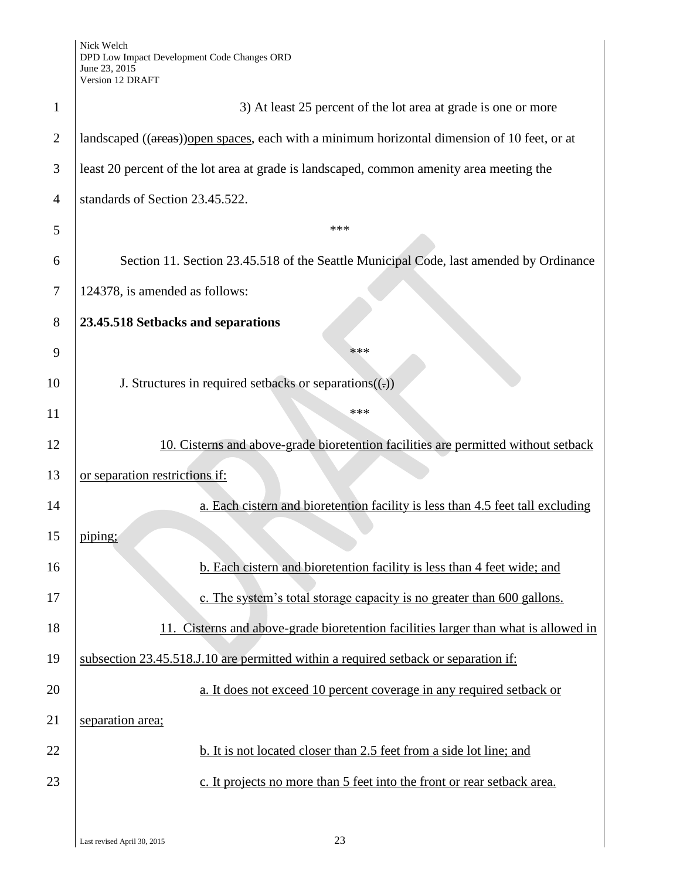3) At least 25 percent of the lot area at grade is one or more landscaped ((~~areas~~))<u>open spaces</u>, each with a minimum horizontal dimension of 10 feet, or at least 20 percent of the lot area at grade is landscaped, common amenity area meeting the standards of Section 23.45.522.

\*\*\*

Section 11. Section 23.45.518 of the Seattle Municipal Code, last amended by Ordinance 124378, is amended as follows:

**23.45.518 Setbacks and separations**

\*\*\*

J. Structures in required setbacks or separations((~~.~~))

\*\*\*

<u>10. Cisterns and above-grade bioretention facilities are permitted without setback or separation restrictions if:</u>

<u>a. Each cistern and bioretention facility is less than 4.5 feet tall excluding piping;</u>

<u>b. Each cistern and bioretention facility is less than 4 feet wide; and</u>

<u>c. The system's total storage capacity is no greater than 600 gallons.</u>

<u>11. Cisterns and above-grade bioretention facilities larger than what is allowed in subsection 23.45.518.J.10 are permitted within a required setback or separation if:</u>

<u>a. It does not exceed 10 percent coverage in any required setback or separation area;</u>

<u>b. It is not located closer than 2.5 feet from a side lot line; and</u>

<u>c. It projects no more than 5 feet into the front or rear setback area.</u>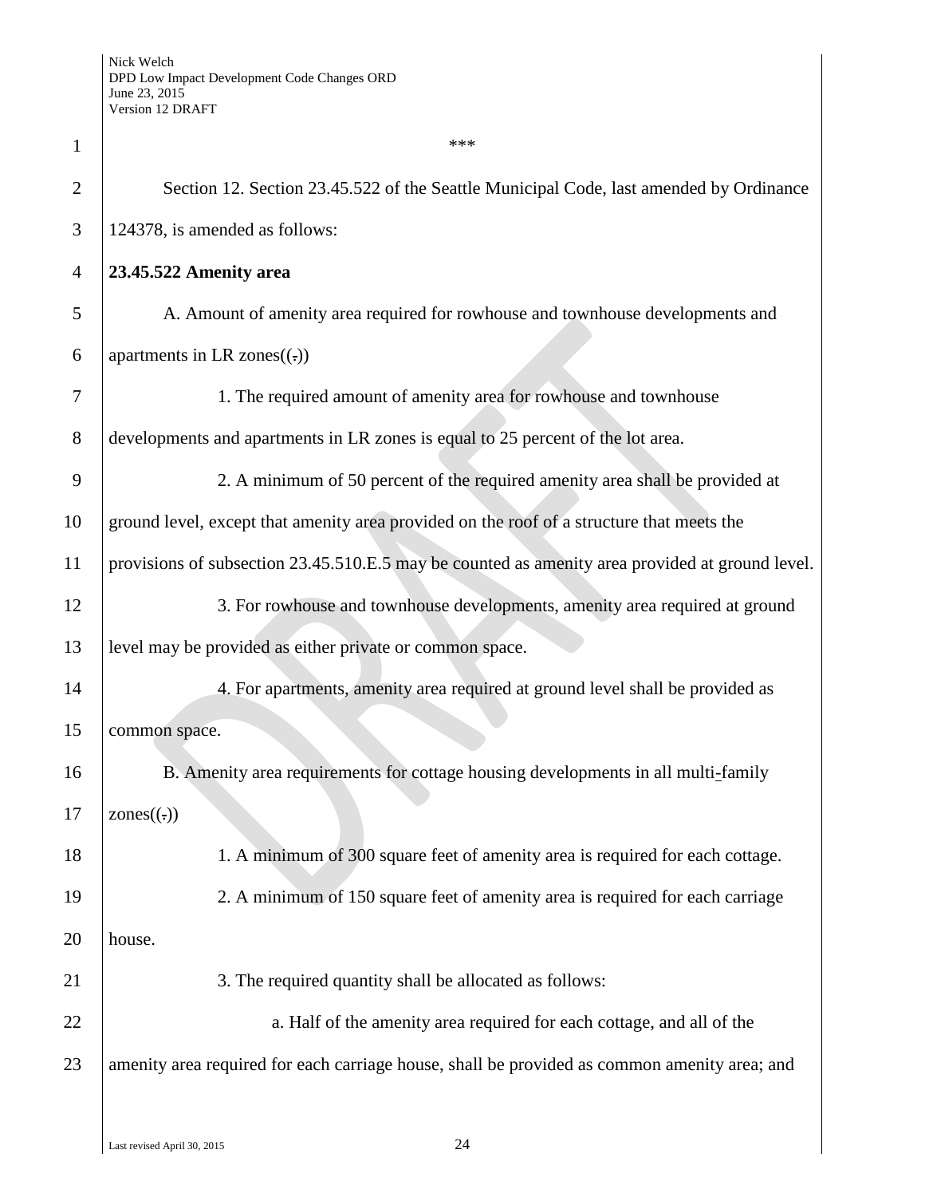\*\*\*

Section 12. Section 23.45.522 of the Seattle Municipal Code, last amended by Ordinance 124378, is amended as follows:

**23.45.522 Amenity area**

A. Amount of amenity area required for rowhouse and townhouse developments and apartments in LR zones((.))

1. The required amount of amenity area for rowhouse and townhouse developments and apartments in LR zones is equal to 25 percent of the lot area.

2. A minimum of 50 percent of the required amenity area shall be provided at ground level, except that amenity area provided on the roof of a structure that meets the provisions of subsection 23.45.510.E.5 may be counted as amenity area provided at ground level.

3. For rowhouse and townhouse developments, amenity area required at ground level may be provided as either private or common space.

4. For apartments, amenity area required at ground level shall be provided as common space.

B. Amenity area requirements for cottage housing developments in all multi-family zones((.))

1. A minimum of 300 square feet of amenity area is required for each cottage.

2. A minimum of 150 square feet of amenity area is required for each carriage house.

3. The required quantity shall be allocated as follows:

a. Half of the amenity area required for each cottage, and all of the amenity area required for each carriage house, shall be provided as common amenity area; and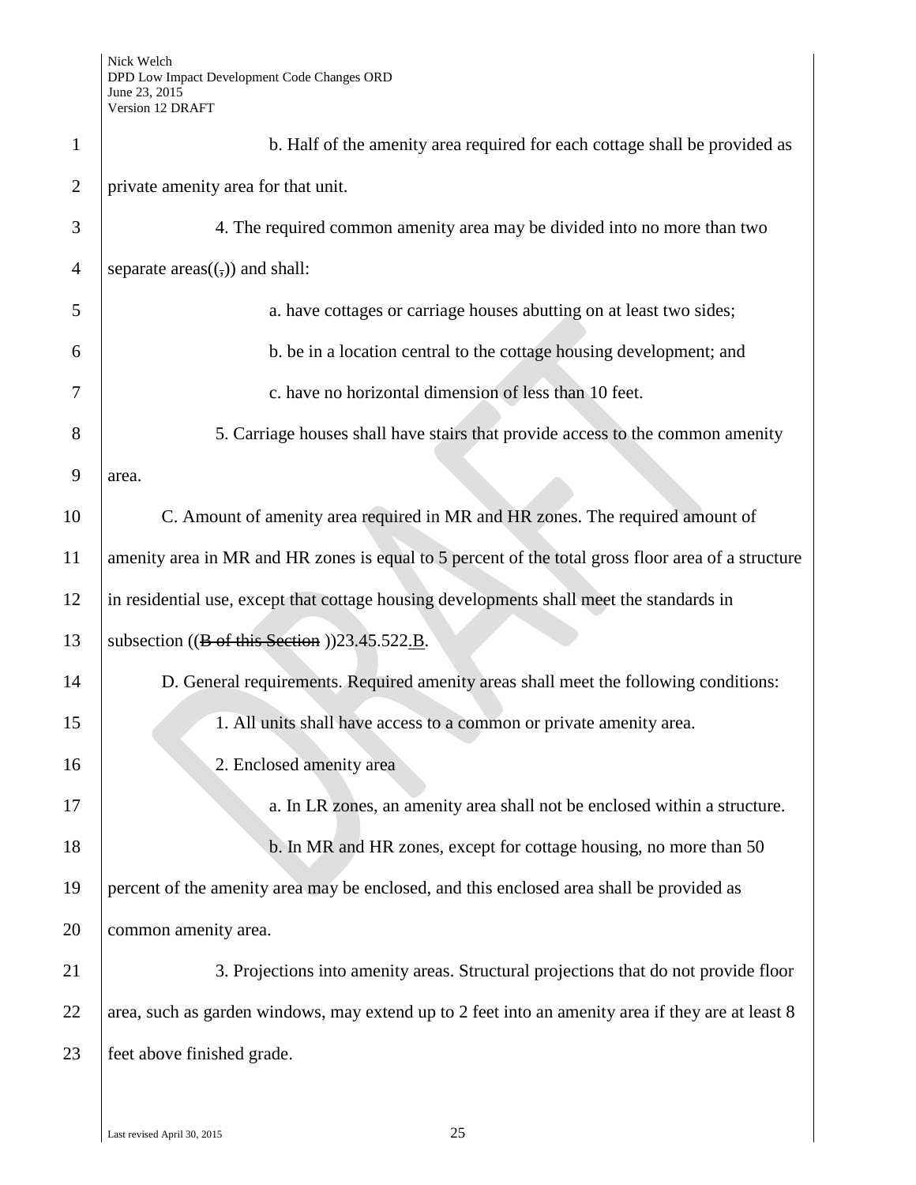b. Half of the amenity area required for each cottage shall be provided as private amenity area for that unit.

4. The required common amenity area may be divided into no more than two separate areas((,)) and shall:

a. have cottages or carriage houses abutting on at least two sides;

b. be in a location central to the cottage housing development; and

c. have no horizontal dimension of less than 10 feet.

5. Carriage houses shall have stairs that provide access to the common amenity area.

C. Amount of amenity area required in MR and HR zones. The required amount of amenity area in MR and HR zones is equal to 5 percent of the total gross floor area of a structure in residential use, except that cottage housing developments shall meet the standards in subsection ((~~B of this Section~~ ))23.45.522.B.

D. General requirements. Required amenity areas shall meet the following conditions:

1. All units shall have access to a common or private amenity area.

2. Enclosed amenity area

a. In LR zones, an amenity area shall not be enclosed within a structure.

b. In MR and HR zones, except for cottage housing, no more than 50 percent of the amenity area may be enclosed, and this enclosed area shall be provided as common amenity area.

3. Projections into amenity areas. Structural projections that do not provide floor area, such as garden windows, may extend up to 2 feet into an amenity area if they are at least 8 feet above finished grade.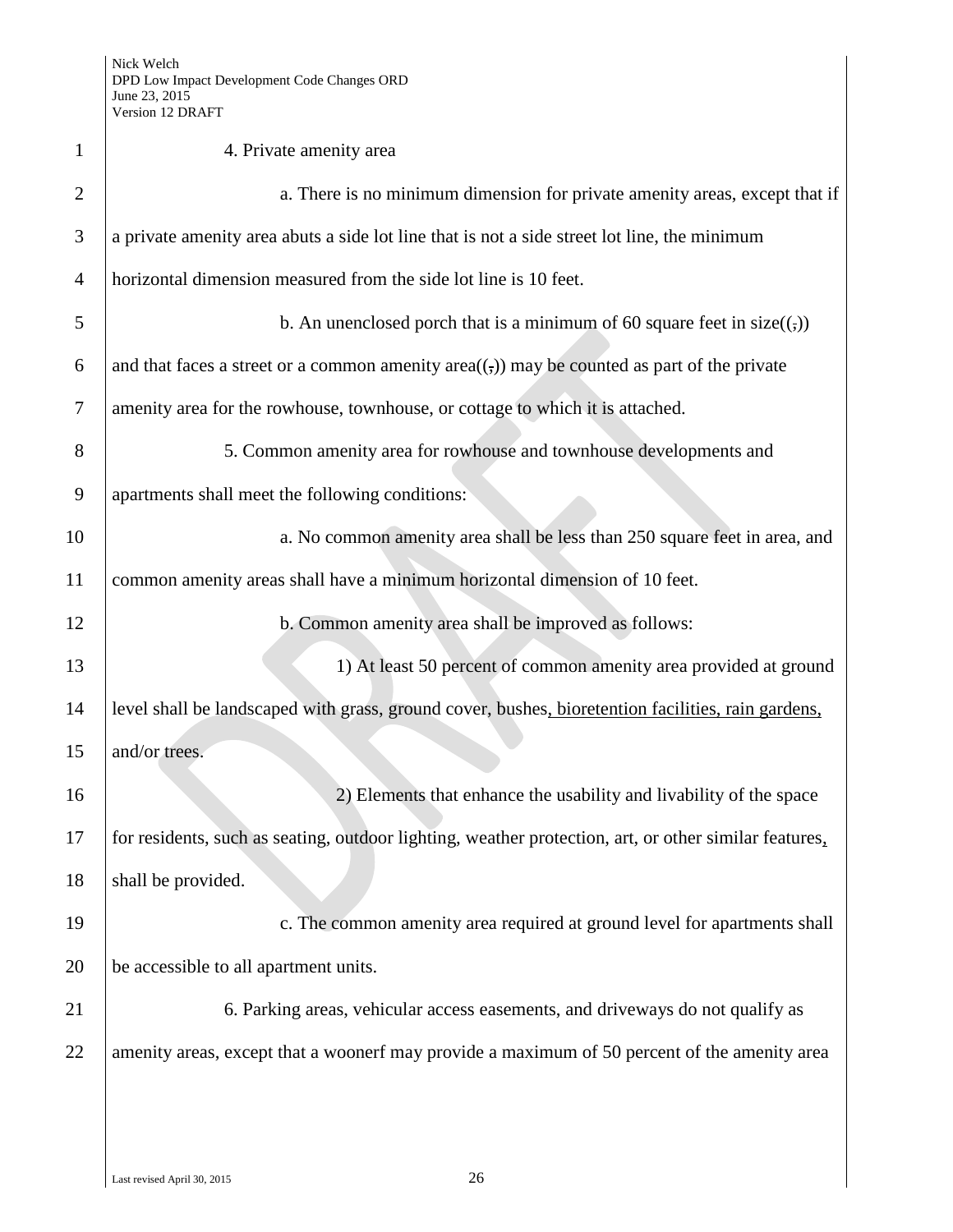4. Private amenity area

a. There is no minimum dimension for private amenity areas, except that if a private amenity area abuts a side lot line that is not a side street lot line, the minimum horizontal dimension measured from the side lot line is 10 feet.

b. An unenclosed porch that is a minimum of 60 square feet in size((,)) and that faces a street or a common amenity area((,)) may be counted as part of the private amenity area for the rowhouse, townhouse, or cottage to which it is attached.

5. Common amenity area for rowhouse and townhouse developments and apartments shall meet the following conditions:

a. No common amenity area shall be less than 250 square feet in area, and common amenity areas shall have a minimum horizontal dimension of 10 feet.

b. Common amenity area shall be improved as follows:

1) At least 50 percent of common amenity area provided at ground level shall be landscaped with grass, ground cover, bushes, bioretention facilities, rain gardens, and/or trees.

2) Elements that enhance the usability and livability of the space for residents, such as seating, outdoor lighting, weather protection, art, or other similar features, shall be provided.

c. The common amenity area required at ground level for apartments shall be accessible to all apartment units.

6. Parking areas, vehicular access easements, and driveways do not qualify as amenity areas, except that a woonerf may provide a maximum of 50 percent of the amenity area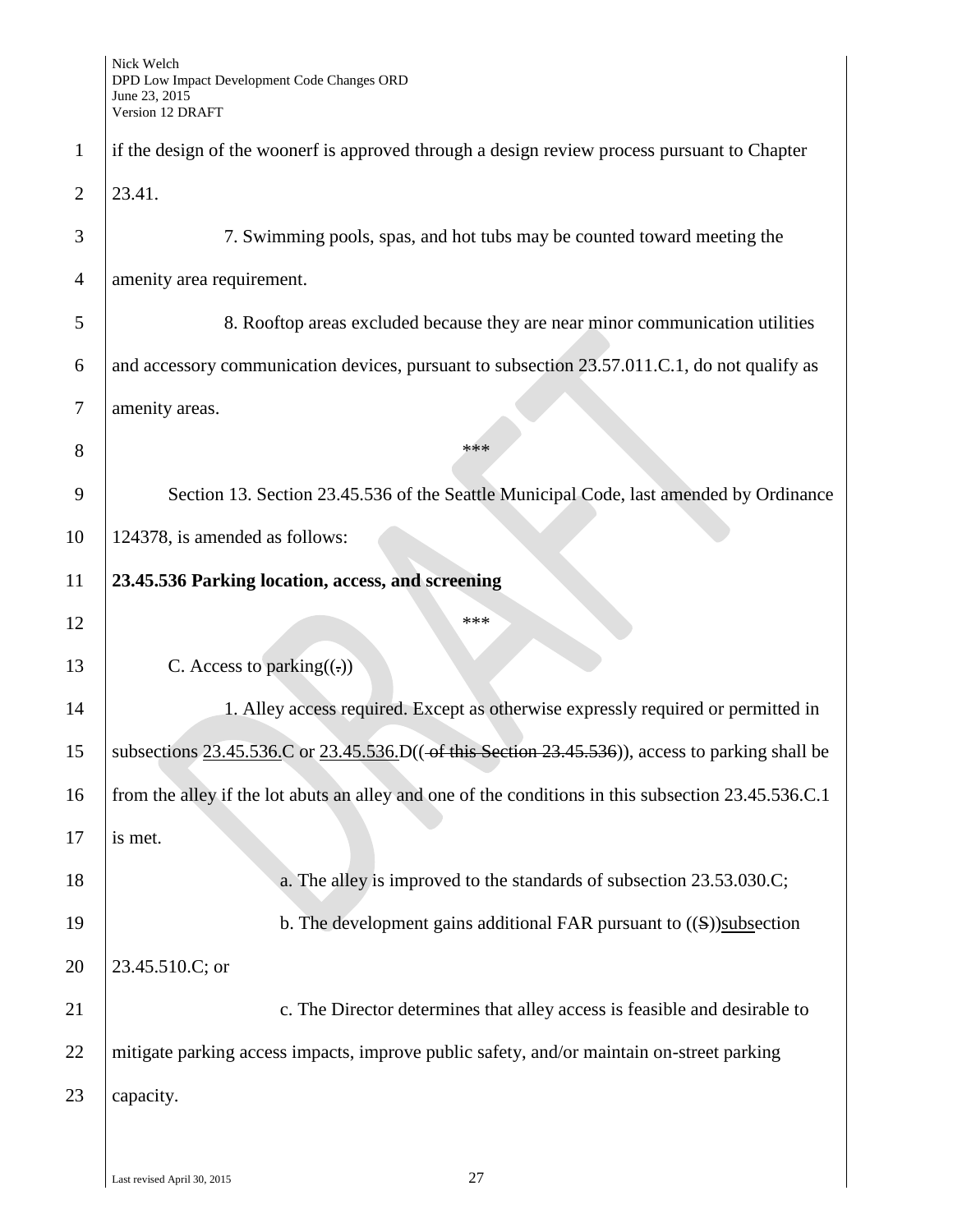if the design of the woonerf is approved through a design review process pursuant to Chapter 23.41.

7. Swimming pools, spas, and hot tubs may be counted toward meeting the amenity area requirement.

8. Rooftop areas excluded because they are near minor communication utilities and accessory communication devices, pursuant to subsection 23.57.011.C.1, do not qualify as amenity areas.

\*\*\*

Section 13. Section 23.45.536 of the Seattle Municipal Code, last amended by Ordinance 124378, is amended as follows:

**23.45.536 Parking location, access, and screening**

\*\*\*

C. Access to parking((~~.~~))

1. Alley access required. Except as otherwise expressly required or permitted in subsections <u>23.45.536.</u>C or <u>23.45.536.</u>D((~~ of this Section 23.45.536~~)), access to parking shall be from the alley if the lot abuts an alley and one of the conditions in this subsection 23.45.536.C.1 is met.

a. The alley is improved to the standards of subsection 23.53.030.C;

b. The development gains additional FAR pursuant to ((~~S~~))<u>subs</u>ection 23.45.510.C; or

c. The Director determines that alley access is feasible and desirable to mitigate parking access impacts, improve public safety, and/or maintain on-street parking capacity.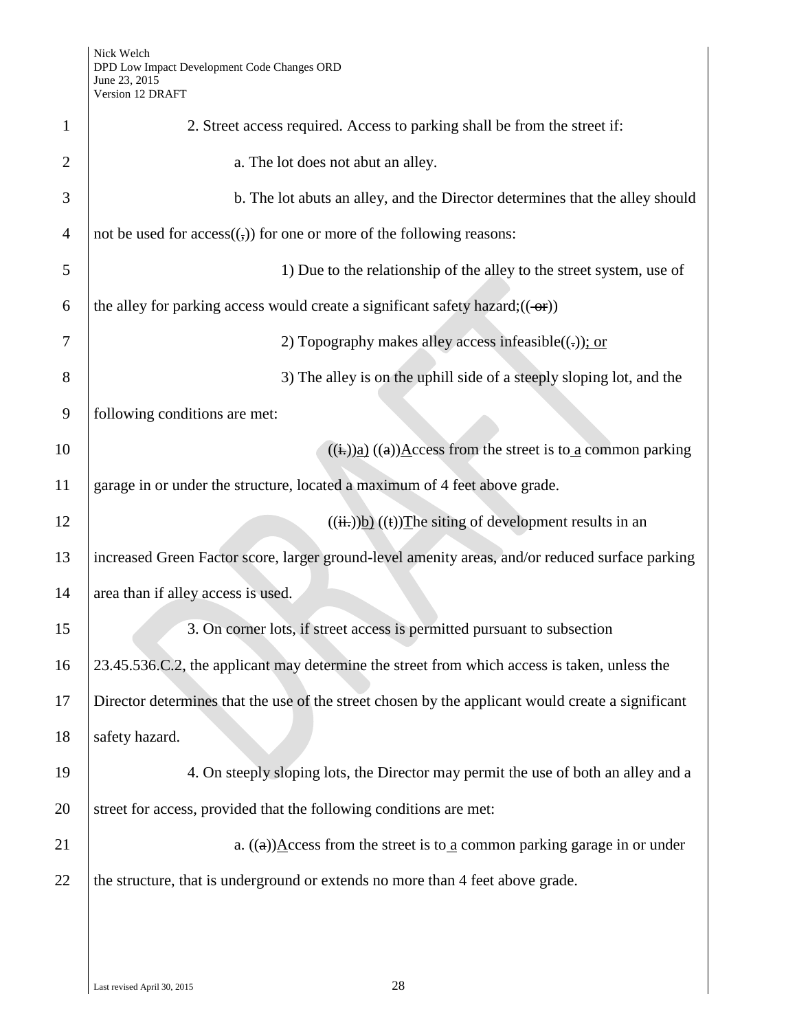2. Street access required. Access to parking shall be from the street if:

a. The lot does not abut an alley.

b. The lot abuts an alley, and the Director determines that the alley should not be used for access((,)) for one or more of the following reasons:

1) Due to the relationship of the alley to the street system, use of the alley for parking access would create a significant safety hazard;(( or))

2) Topography makes alley access infeasible((.)); or

3) The alley is on the uphill side of a steeply sloping lot, and the following conditions are met:

((i.))a) ((a))Access from the street is to a common parking garage in or under the structure, located a maximum of 4 feet above grade.

((ii.))b) ((t))The siting of development results in an increased Green Factor score, larger ground-level amenity areas, and/or reduced surface parking area than if alley access is used.

3. On corner lots, if street access is permitted pursuant to subsection 23.45.536.C.2, the applicant may determine the street from which access is taken, unless the Director determines that the use of the street chosen by the applicant would create a significant safety hazard.

4. On steeply sloping lots, the Director may permit the use of both an alley and a street for access, provided that the following conditions are met:

a. ((a))Access from the street is to a common parking garage in or under the structure, that is underground or extends no more than 4 feet above grade.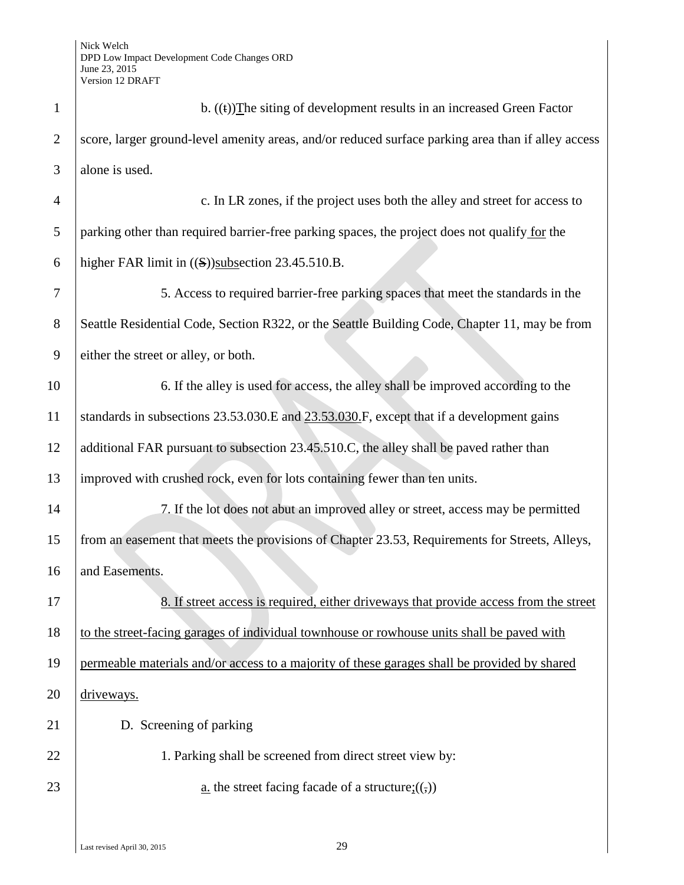b. ((t))The siting of development results in an increased Green Factor score, larger ground-level amenity areas, and/or reduced surface parking area than if alley access alone is used.

c. In LR zones, if the project uses both the alley and street for access to parking other than required barrier-free parking spaces, the project does not qualify for the higher FAR limit in ((S))subsection 23.45.510.B.

5. Access to required barrier-free parking spaces that meet the standards in the Seattle Residential Code, Section R322, or the Seattle Building Code, Chapter 11, may be from either the street or alley, or both.

6. If the alley is used for access, the alley shall be improved according to the standards in subsections 23.53.030.E and 23.53.030.F, except that if a development gains additional FAR pursuant to subsection 23.45.510.C, the alley shall be paved rather than improved with crushed rock, even for lots containing fewer than ten units.

7. If the lot does not abut an improved alley or street, access may be permitted from an easement that meets the provisions of Chapter 23.53, Requirements for Streets, Alleys, and Easements.

8. If street access is required, either driveways that provide access from the street to the street-facing garages of individual townhouse or rowhouse units shall be paved with permeable materials and/or access to a majority of these garages shall be provided by shared driveways.

D. Screening of parking

1. Parking shall be screened from direct street view by:

a. the street facing facade of a structure;((,))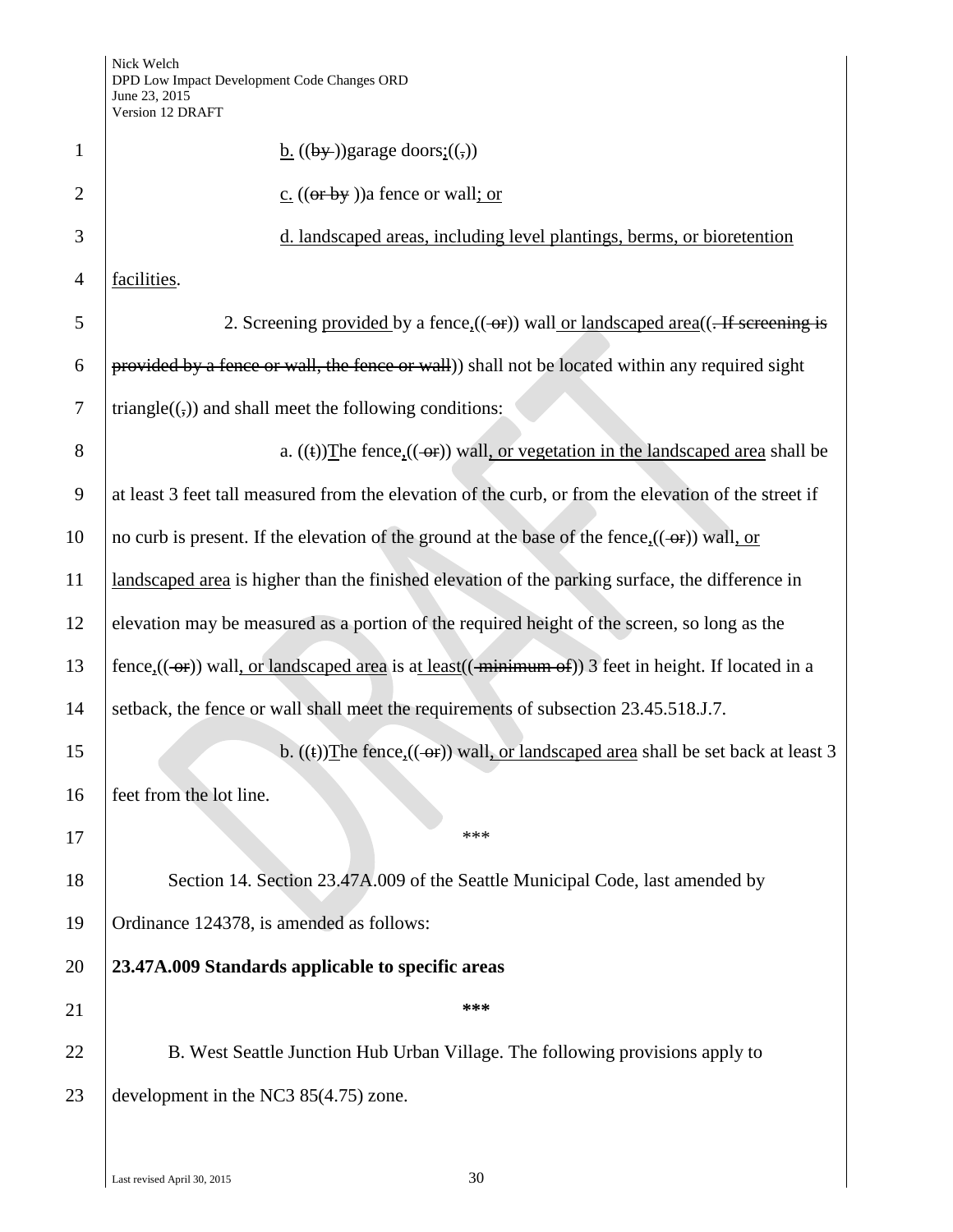b. ((~~by~~ ))garage doors;((~~,~~))

c. ((~~or by~~ ))a fence or wall; or

d. landscaped areas, including level plantings, berms, or bioretention facilities.

2. Screening provided by a fence,((~~ or~~)) wall or landscaped area((~~. If screening is provided by a fence or wall, the fence or wall~~)) shall not be located within any required sight triangle((~~,~~)) and shall meet the following conditions:

a. ((~~t~~))The fence,((~~ or~~)) wall, or vegetation in the landscaped area shall be at least 3 feet tall measured from the elevation of the curb, or from the elevation of the street if no curb is present. If the elevation of the ground at the base of the fence,((~~ or~~)) wall, or landscaped area is higher than the finished elevation of the parking surface, the difference in elevation may be measured as a portion of the required height of the screen, so long as the fence,((~~ or~~)) wall, or landscaped area is at least((~~ minimum of~~)) 3 feet in height. If located in a setback, the fence or wall shall meet the requirements of subsection 23.45.518.J.7.

b. ((~~t~~))The fence,((~~ or~~)) wall, or landscaped area shall be set back at least 3 feet from the lot line.

\*\*\*

Section 14. Section 23.47A.009 of the Seattle Municipal Code, last amended by Ordinance 124378, is amended as follows:

**23.47A.009 Standards applicable to specific areas**

**\*\*\***

B. West Seattle Junction Hub Urban Village. The following provisions apply to development in the NC3 85(4.75) zone.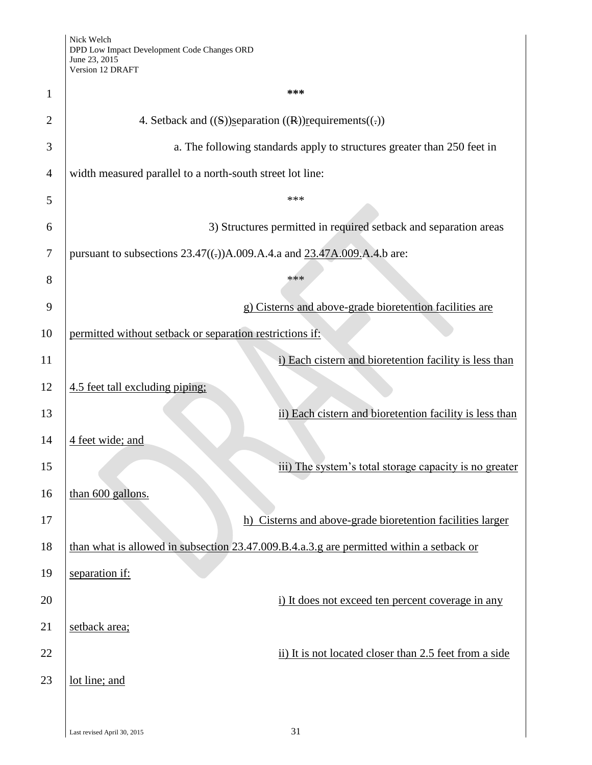***

4. Setback and ((S))separation ((R))requirements((.))

a. The following standards apply to structures greater than 250 feet in width measured parallel to a north-south street lot line:

***

3) Structures permitted in required setback and separation areas pursuant to subsections 23.47((.))A.009.A.4.a and 23.47A.009.A.4.b are:

***

g) Cisterns and above-grade bioretention facilities are permitted without setback or separation restrictions if:

i) Each cistern and bioretention facility is less than 4.5 feet tall excluding piping;

ii) Each cistern and bioretention facility is less than 4 feet wide; and

iii) The system's total storage capacity is no greater than 600 gallons.

h) Cisterns and above-grade bioretention facilities larger than what is allowed in subsection 23.47.009.B.4.a.3.g are permitted within a setback or separation if:

i) It does not exceed ten percent coverage in any setback area;

ii) It is not located closer than 2.5 feet from a side lot line; and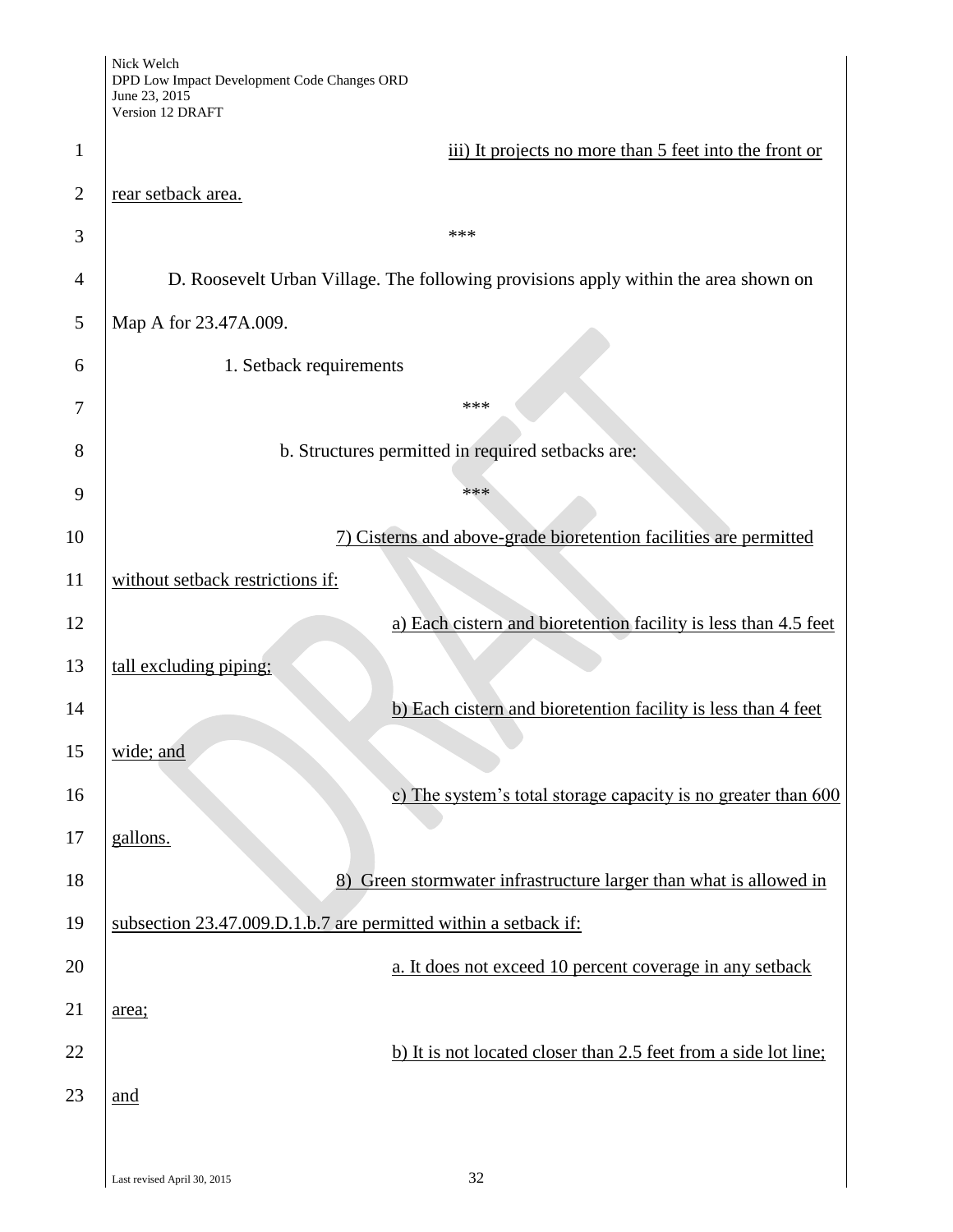iii) It projects no more than 5 feet into the front or rear setback area.

\*\*\*

D. Roosevelt Urban Village. The following provisions apply within the area shown on Map A for 23.47A.009.

1. Setback requirements

\*\*\*

b. Structures permitted in required setbacks are:

\*\*\*

7) Cisterns and above-grade bioretention facilities are permitted without setback restrictions if:

a) Each cistern and bioretention facility is less than 4.5 feet tall excluding piping;

b) Each cistern and bioretention facility is less than 4 feet wide; and

c) The system's total storage capacity is no greater than 600 gallons.

8) Green stormwater infrastructure larger than what is allowed in subsection 23.47.009.D.1.b.7 are permitted within a setback if:

a. It does not exceed 10 percent coverage in any setback area;

b) It is not located closer than 2.5 feet from a side lot line; and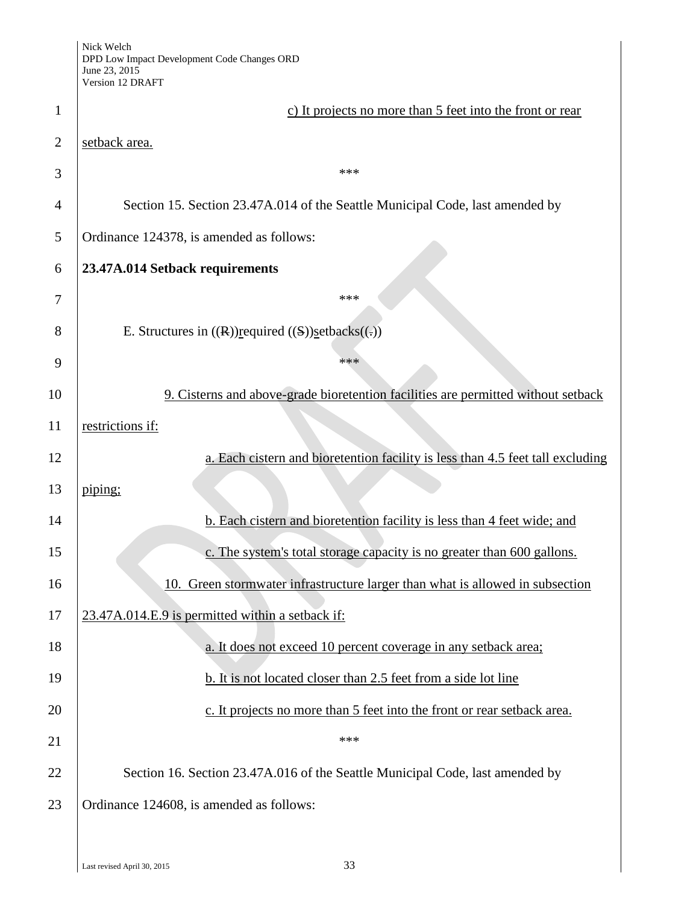c) It projects no more than 5 feet into the front or rear setback area.

\*\*\*

Section 15. Section 23.47A.014 of the Seattle Municipal Code, last amended by Ordinance 124378, is amended as follows:

**23.47A.014 Setback requirements**

\*\*\*

E. Structures in ((R))required ((S))setbacks((.))

\*\*\*

9. Cisterns and above-grade bioretention facilities are permitted without setback restrictions if:

a. Each cistern and bioretention facility is less than 4.5 feet tall excluding piping;

b. Each cistern and bioretention facility is less than 4 feet wide; and

c. The system's total storage capacity is no greater than 600 gallons.

10. Green stormwater infrastructure larger than what is allowed in subsection 23.47A.014.E.9 is permitted within a setback if:

a. It does not exceed 10 percent coverage in any setback area;

b. It is not located closer than 2.5 feet from a side lot line

c. It projects no more than 5 feet into the front or rear setback area.

\*\*\*

Section 16. Section 23.47A.016 of the Seattle Municipal Code, last amended by Ordinance 124608, is amended as follows: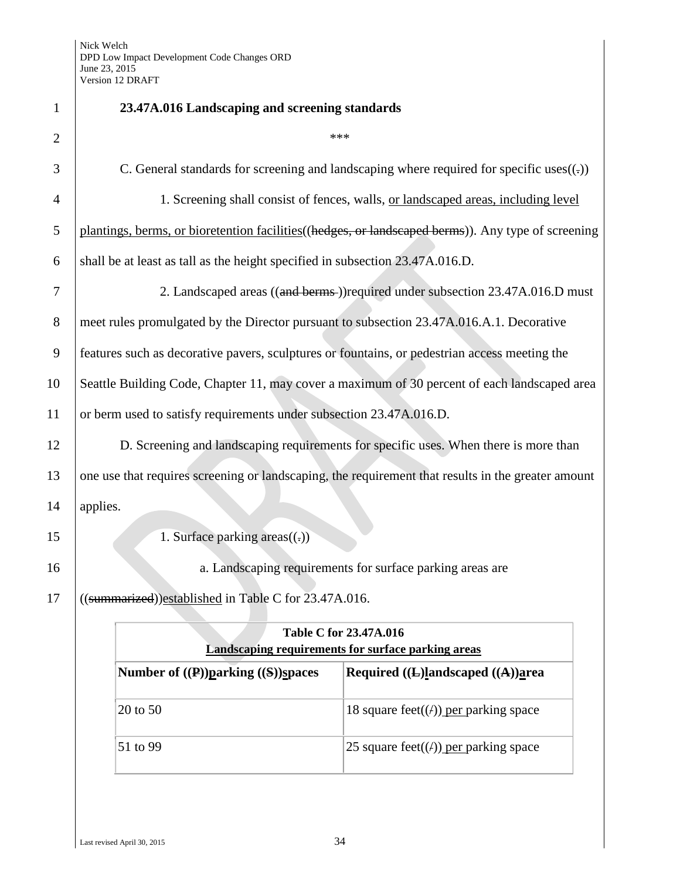**23.47A.016 Landscaping and screening standards**

\*\*\*

C. General standards for screening and landscaping where required for specific uses((.))

1. Screening shall consist of fences, walls, or landscaped areas, including level plantings, berms, or bioretention facilities((hedges, or landscaped berms)). Any type of screening shall be at least as tall as the height specified in subsection 23.47A.016.D.

2. Landscaped areas ((and berms ))required under subsection 23.47A.016.D must meet rules promulgated by the Director pursuant to subsection 23.47A.016.A.1. Decorative features such as decorative pavers, sculptures or fountains, or pedestrian access meeting the Seattle Building Code, Chapter 11, may cover a maximum of 30 percent of each landscaped area or berm used to satisfy requirements under subsection 23.47A.016.D.

D. Screening and landscaping requirements for specific uses. When there is more than one use that requires screening or landscaping, the requirement that results in the greater amount applies.

1. Surface parking areas((.))

a. Landscaping requirements for surface parking areas are ((summarized))established in Table C for 23.47A.016.

**Table C for 23.47A.016**
**Landscaping requirements for surface parking areas**

| Number of ((P))parking ((S))spaces | Required ((L))landscaped ((A))area |
|---|---|
| 20 to 50 | 18 square feet((/)) per parking space |
| 51 to 99 | 25 square feet((/)) per parking space |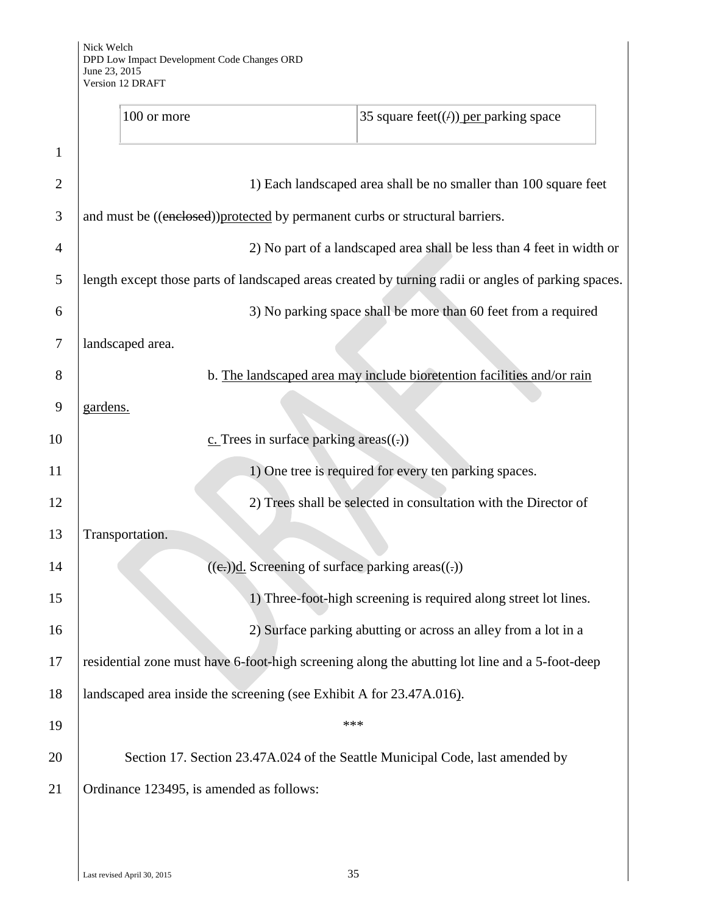| 100 or more | 35 square feet((/)) per parking space |
|---|---|

1) Each landscaped area shall be no smaller than 100 square feet and must be ((~~enclosed~~))protected by permanent curbs or structural barriers.

2) No part of a landscaped area shall be less than 4 feet in width or length except those parts of landscaped areas created by turning radii or angles of parking spaces.

3) No parking space shall be more than 60 feet from a required landscaped area.

b. The landscaped area may include bioretention facilities and/or rain gardens.

c. Trees in surface parking areas((~~.~~))

1) One tree is required for every ten parking spaces.

2) Trees shall be selected in consultation with the Director of Transportation.

((~~c.~~))d. Screening of surface parking areas((~~.~~))

1) Three-foot-high screening is required along street lot lines.

2) Surface parking abutting or across an alley from a lot in a residential zone must have 6-foot-high screening along the abutting lot line and a 5-foot-deep landscaped area inside the screening (see Exhibit A for 23.47A.016).

\*\*\*

Section 17. Section 23.47A.024 of the Seattle Municipal Code, last amended by Ordinance 123495, is amended as follows: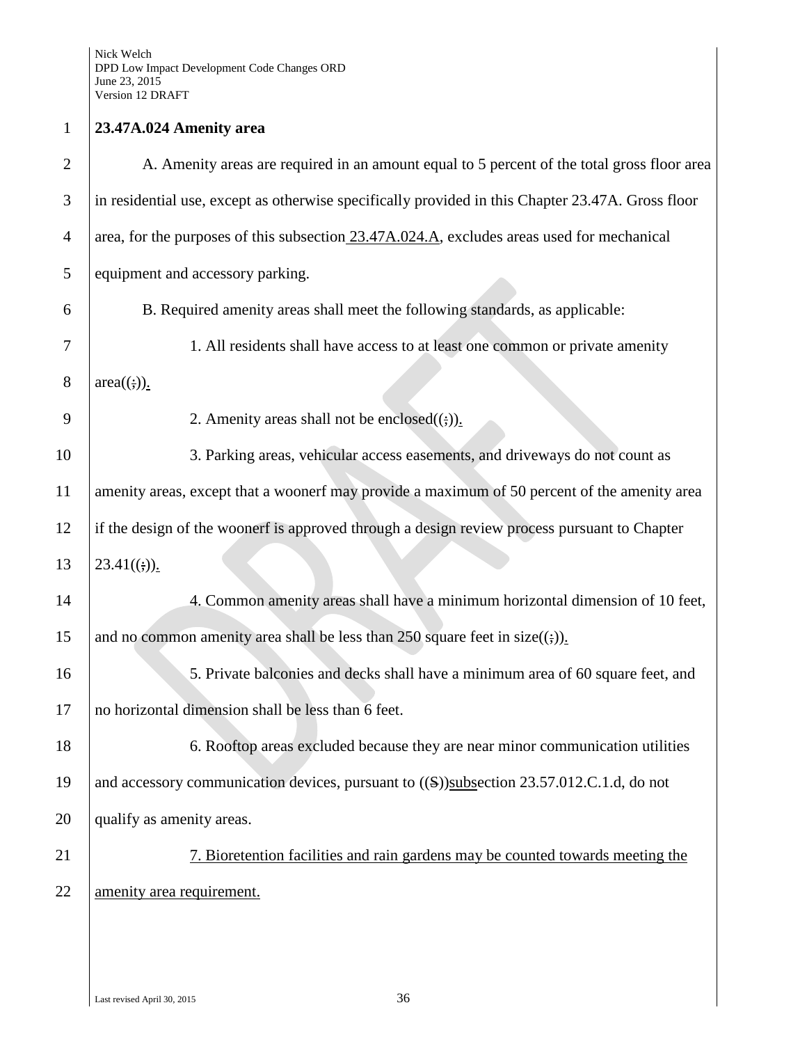**23.47A.024 Amenity area**

A. Amenity areas are required in an amount equal to 5 percent of the total gross floor area in residential use, except as otherwise specifically provided in this Chapter 23.47A. Gross floor area, for the purposes of this subsection 23.47A.024.A, excludes areas used for mechanical equipment and accessory parking.

B. Required amenity areas shall meet the following standards, as applicable:

1. All residents shall have access to at least one common or private amenity area((;)).

2. Amenity areas shall not be enclosed((;)).

3. Parking areas, vehicular access easements, and driveways do not count as amenity areas, except that a woonerf may provide a maximum of 50 percent of the amenity area if the design of the woonerf is approved through a design review process pursuant to Chapter 23.41((;)).

4. Common amenity areas shall have a minimum horizontal dimension of 10 feet, and no common amenity area shall be less than 250 square feet in size((;)).

5. Private balconies and decks shall have a minimum area of 60 square feet, and no horizontal dimension shall be less than 6 feet.

6. Rooftop areas excluded because they are near minor communication utilities and accessory communication devices, pursuant to ((S))subsection 23.57.012.C.1.d, do not qualify as amenity areas.

7. Bioretention facilities and rain gardens may be counted towards meeting the amenity area requirement.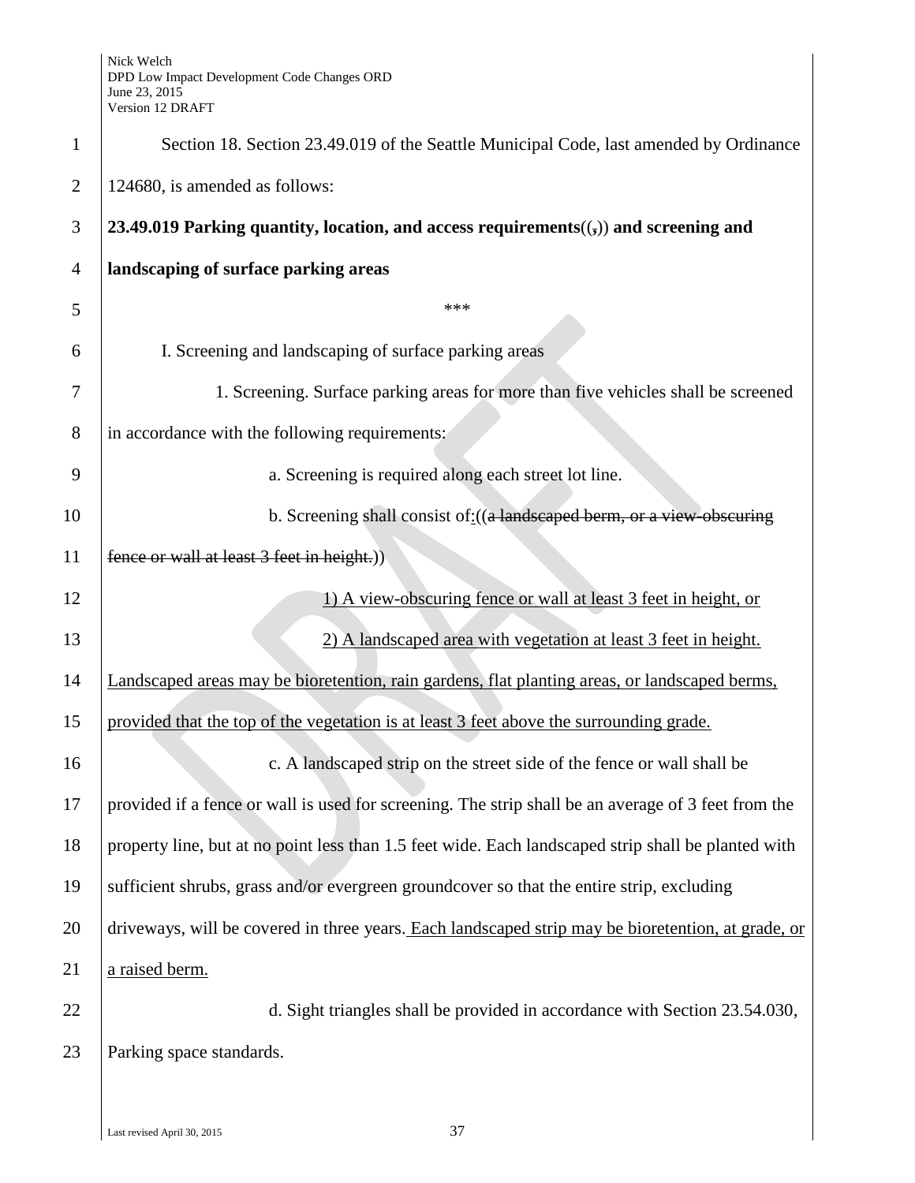Section 18. Section 23.49.019 of the Seattle Municipal Code, last amended by Ordinance 124680, is amended as follows:

**23.49.019 Parking quantity, location, and access requirements((,)) and screening and landscaping of surface parking areas**

\*\*\*

I. Screening and landscaping of surface parking areas

1. Screening. Surface parking areas for more than five vehicles shall be screened in accordance with the following requirements:

a. Screening is required along each street lot line.

b. Screening shall consist of:((~~a landscaped berm, or a view-obscuring fence or wall at least 3 feet in height.~~))

1) A view-obscuring fence or wall at least 3 feet in height, or

2) A landscaped area with vegetation at least 3 feet in height.

Landscaped areas may be bioretention, rain gardens, flat planting areas, or landscaped berms, provided that the top of the vegetation is at least 3 feet above the surrounding grade.

c. A landscaped strip on the street side of the fence or wall shall be provided if a fence or wall is used for screening. The strip shall be an average of 3 feet from the property line, but at no point less than 1.5 feet wide. Each landscaped strip shall be planted with sufficient shrubs, grass and/or evergreen groundcover so that the entire strip, excluding driveways, will be covered in three years. Each landscaped strip may be bioretention, at grade, or a raised berm.

d. Sight triangles shall be provided in accordance with Section 23.54.030, Parking space standards.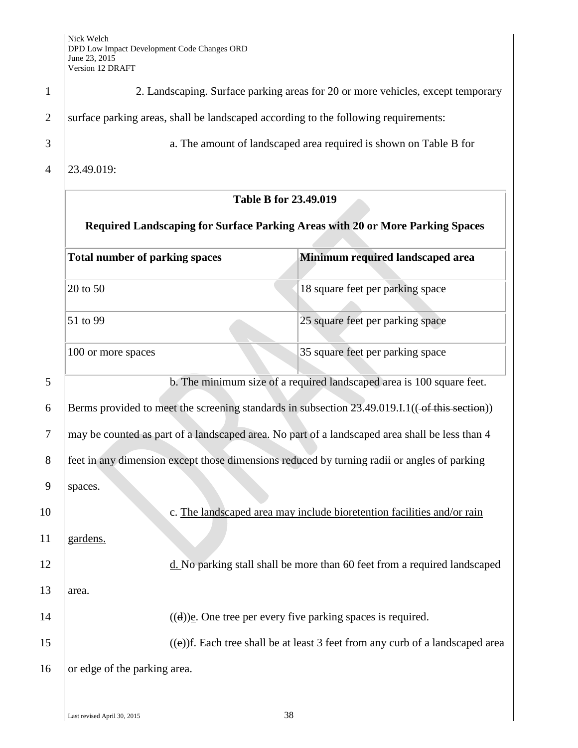2. Landscaping. Surface parking areas for 20 or more vehicles, except temporary surface parking areas, shall be landscaped according to the following requirements:

a. The amount of landscaped area required is shown on Table B for 23.49.019:

| Table B for 23.49.019 Required Landscaping for Surface Parking Areas with 20 or More Parking Spaces | |
|---|---|
| **Total number of parking spaces** | **Minimum required landscaped area** |
| 20 to 50 | 18 square feet per parking space |
| 51 to 99 | 25 square feet per parking space |
| 100 or more spaces | 35 square feet per parking space |

b. The minimum size of a required landscaped area is 100 square feet. Berms provided to meet the screening standards in subsection 23.49.019.I.1((~~ of this section~~)) may be counted as part of a landscaped area. No part of a landscaped area shall be less than 4 feet in any dimension except those dimensions reduced by turning radii or angles of parking spaces.

c. <u>The landscaped area may include bioretention facilities and/or rain gardens.</u>

<u>d.</u> No parking stall shall be more than 60 feet from a required landscaped area.

((~~d~~))<u>e</u>. One tree per every five parking spaces is required.

((e))<u>f</u>. Each tree shall be at least 3 feet from any curb of a landscaped area or edge of the parking area.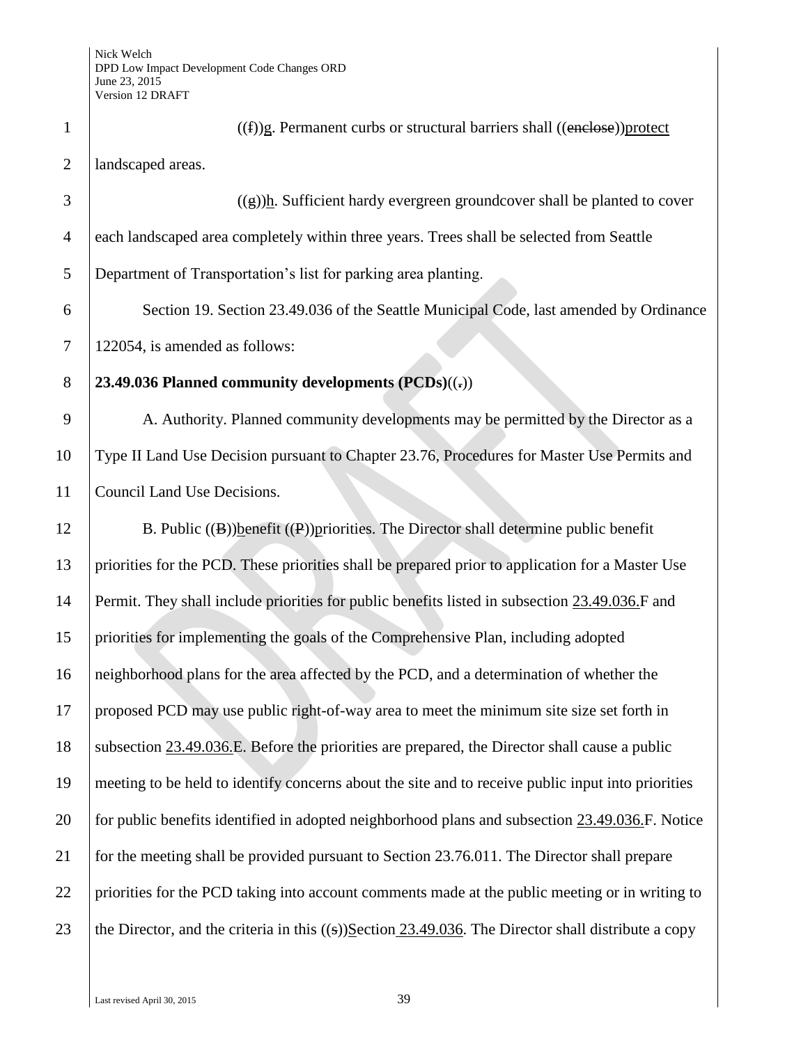((f))g. Permanent curbs or structural barriers shall ((enclose))protect landscaped areas.

((g))h. Sufficient hardy evergreen groundcover shall be planted to cover each landscaped area completely within three years. Trees shall be selected from Seattle Department of Transportation's list for parking area planting.

Section 19. Section 23.49.036 of the Seattle Municipal Code, last amended by Ordinance 122054, is amended as follows:

**23.49.036 Planned community developments (PCDs)**((.))

A. Authority. Planned community developments may be permitted by the Director as a Type II Land Use Decision pursuant to Chapter 23.76, Procedures for Master Use Permits and Council Land Use Decisions.

B. Public ((B))benefit ((P))priorities. The Director shall determine public benefit priorities for the PCD. These priorities shall be prepared prior to application for a Master Use Permit. They shall include priorities for public benefits listed in subsection 23.49.036.F and priorities for implementing the goals of the Comprehensive Plan, including adopted neighborhood plans for the area affected by the PCD, and a determination of whether the proposed PCD may use public right-of-way area to meet the minimum site size set forth in subsection 23.49.036.E. Before the priorities are prepared, the Director shall cause a public meeting to be held to identify concerns about the site and to receive public input into priorities for public benefits identified in adopted neighborhood plans and subsection 23.49.036.F. Notice for the meeting shall be provided pursuant to Section 23.76.011. The Director shall prepare priorities for the PCD taking into account comments made at the public meeting or in writing to the Director, and the criteria in this ((s))Section 23.49.036. The Director shall distribute a copy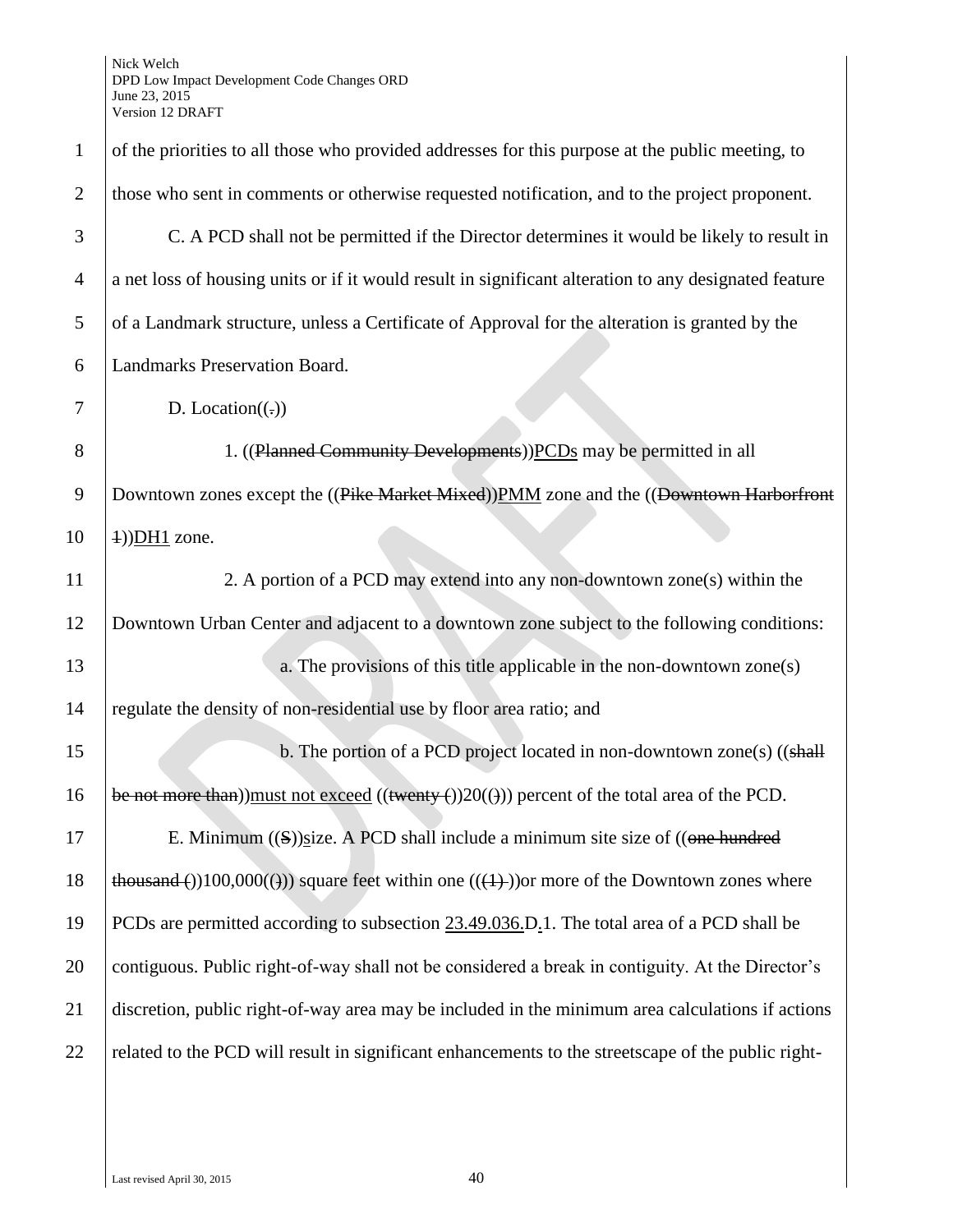of the priorities to all those who provided addresses for this purpose at the public meeting, to those who sent in comments or otherwise requested notification, and to the project proponent.

C. A PCD shall not be permitted if the Director determines it would be likely to result in a net loss of housing units or if it would result in significant alteration to any designated feature of a Landmark structure, unless a Certificate of Approval for the alteration is granted by the Landmarks Preservation Board.

D. Location((.))

1. ((~~Planned Community Developments~~))PCDs may be permitted in all Downtown zones except the ((~~Pike Market Mixed~~))PMM zone and the ((~~Downtown Harborfront 1~~))DH1 zone.

2. A portion of a PCD may extend into any non-downtown zone(s) within the Downtown Urban Center and adjacent to a downtown zone subject to the following conditions:

a. The provisions of this title applicable in the non-downtown zone(s) regulate the density of non-residential use by floor area ratio; and

b. The portion of a PCD project located in non-downtown zone(s) ((~~shall be not more than~~))must not exceed ((~~twenty (~~))20((~~)~~)) percent of the total area of the PCD.

E. Minimum ((~~S~~))size. A PCD shall include a minimum site size of ((~~one hundred thousand (~~))100,000((~~)~~)) square feet within one ((~~(1)~~ ))or more of the Downtown zones where PCDs are permitted according to subsection 23.49.036.D.1. The total area of a PCD shall be contiguous. Public right-of-way shall not be considered a break in contiguity. At the Director's discretion, public right-of-way area may be included in the minimum area calculations if actions related to the PCD will result in significant enhancements to the streetscape of the public right-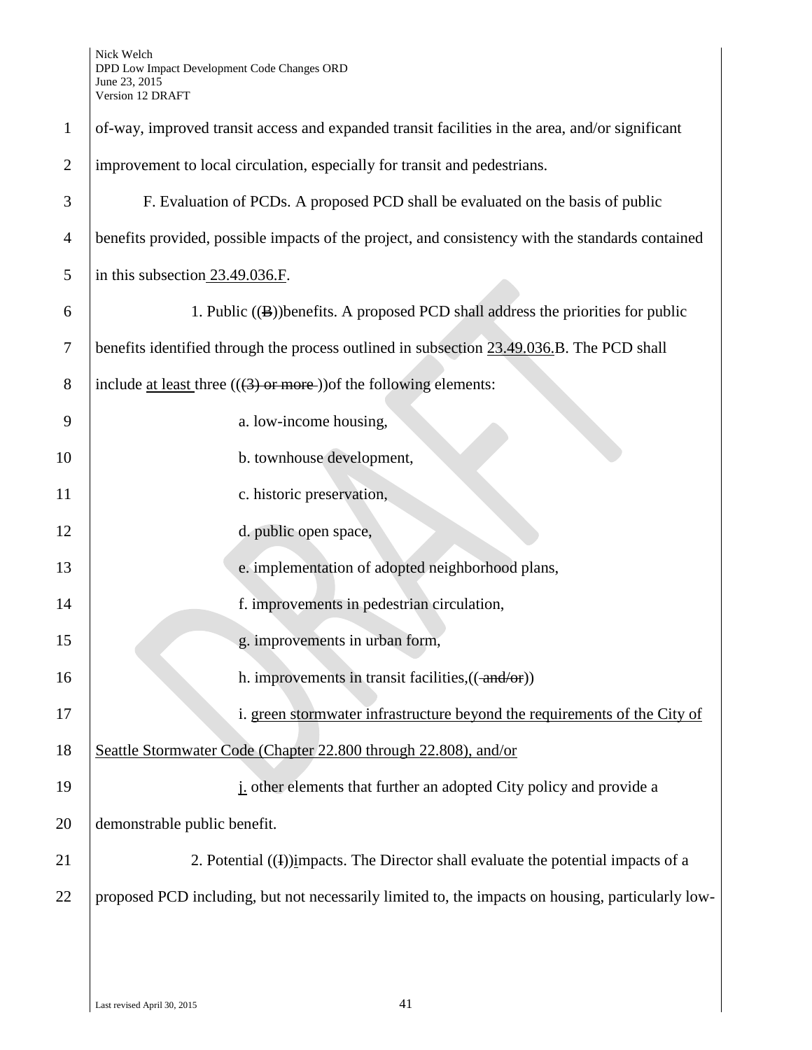of-way, improved transit access and expanded transit facilities in the area, and/or significant improvement to local circulation, especially for transit and pedestrians.

F. Evaluation of PCDs. A proposed PCD shall be evaluated on the basis of public benefits provided, possible impacts of the project, and consistency with the standards contained in this subsection 23.49.036.F.

1. Public ((B))benefits. A proposed PCD shall address the priorities for public benefits identified through the process outlined in subsection 23.49.036.B. The PCD shall include at least three (((3) or more ))of the following elements:

a. low-income housing,

b. townhouse development,

c. historic preservation,

d. public open space,

e. implementation of adopted neighborhood plans,

f. improvements in pedestrian circulation,

g. improvements in urban form,

h. improvements in transit facilities,(( and/or))

i. green stormwater infrastructure beyond the requirements of the City of Seattle Stormwater Code (Chapter 22.800 through 22.808), and/or

j. other elements that further an adopted City policy and provide a demonstrable public benefit.

2. Potential ((I))impacts. The Director shall evaluate the potential impacts of a proposed PCD including, but not necessarily limited to, the impacts on housing, particularly low-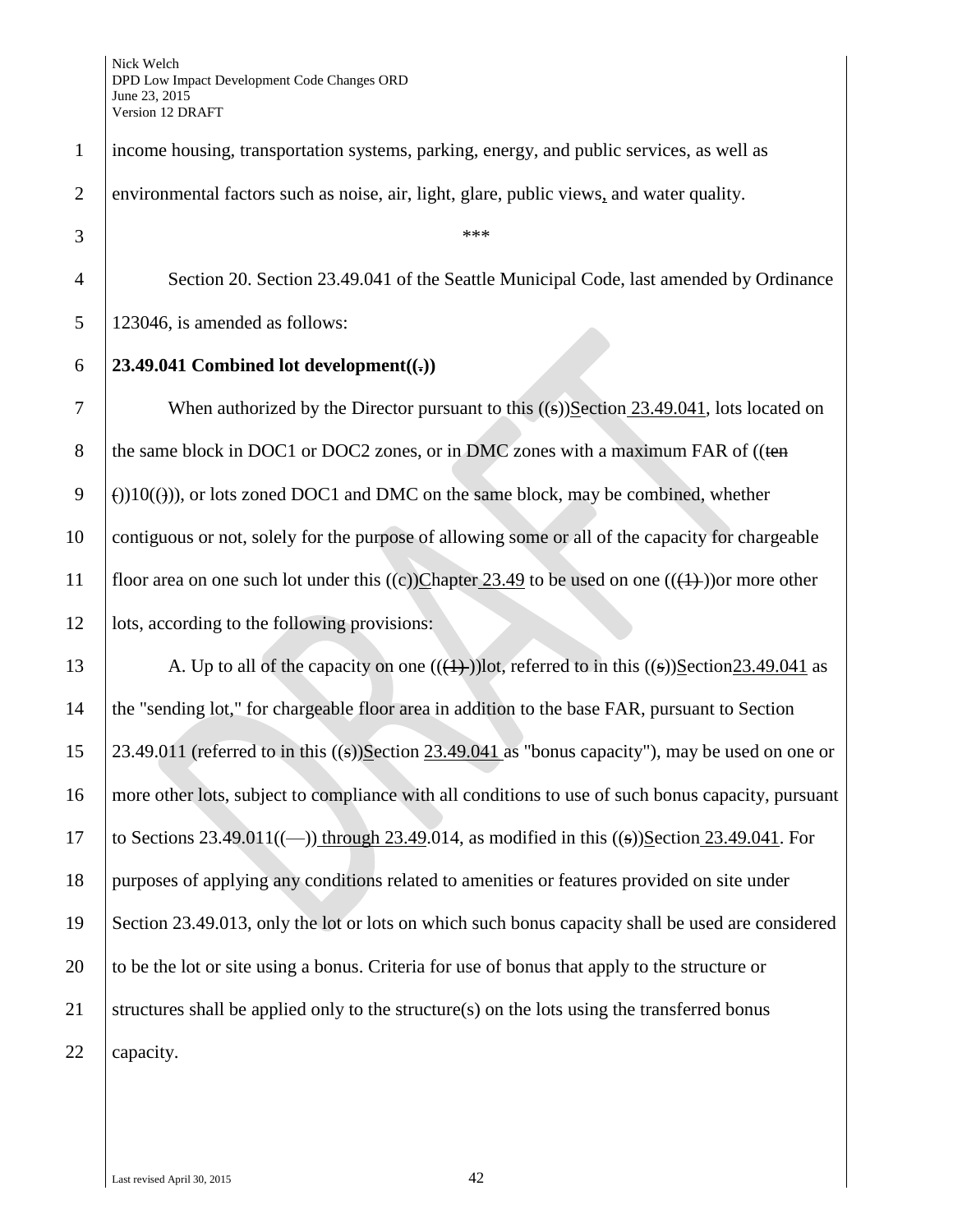income housing, transportation systems, parking, energy, and public services, as well as environmental factors such as noise, air, light, glare, public views, and water quality.

\*\*\*

Section 20. Section 23.49.041 of the Seattle Municipal Code, last amended by Ordinance 123046, is amended as follows:

**23.49.041 Combined lot development((.))**

When authorized by the Director pursuant to this ((s))Section 23.49.041, lots located on the same block in DOC1 or DOC2 zones, or in DMC zones with a maximum FAR of ((ten ())10(())), or lots zoned DOC1 and DMC on the same block, may be combined, whether contiguous or not, solely for the purpose of allowing some or all of the capacity for chargeable floor area on one such lot under this ((c))Chapter 23.49 to be used on one (((1) ))or more other lots, according to the following provisions:

A. Up to all of the capacity on one (((1) ))lot, referred to in this ((s))Section23.49.041 as the "sending lot," for chargeable floor area in addition to the base FAR, pursuant to Section 23.49.011 (referred to in this ((s))Section 23.49.041 as "bonus capacity"), may be used on one or more other lots, subject to compliance with all conditions to use of such bonus capacity, pursuant to Sections 23.49.011((—)) through 23.49.014, as modified in this ((s))Section 23.49.041. For purposes of applying any conditions related to amenities or features provided on site under Section 23.49.013, only the lot or lots on which such bonus capacity shall be used are considered to be the lot or site using a bonus. Criteria for use of bonus that apply to the structure or structures shall be applied only to the structure(s) on the lots using the transferred bonus capacity.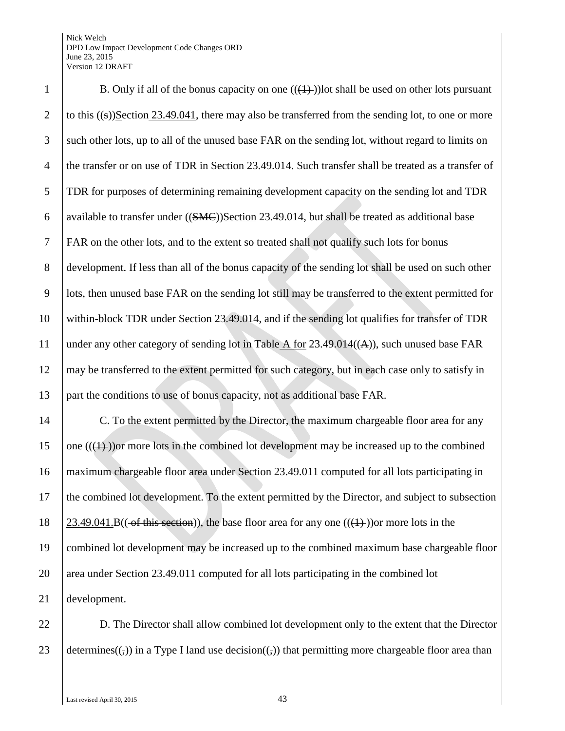B. Only if all of the bonus capacity on one (((1) ))lot shall be used on other lots pursuant to this ((s))Section 23.49.041, there may also be transferred from the sending lot, to one or more such other lots, up to all of the unused base FAR on the sending lot, without regard to limits on the transfer or on use of TDR in Section 23.49.014. Such transfer shall be treated as a transfer of TDR for purposes of determining remaining development capacity on the sending lot and TDR available to transfer under ((SMC))Section 23.49.014, but shall be treated as additional base FAR on the other lots, and to the extent so treated shall not qualify such lots for bonus development. If less than all of the bonus capacity of the sending lot shall be used on such other lots, then unused base FAR on the sending lot still may be transferred to the extent permitted for within-block TDR under Section 23.49.014, and if the sending lot qualifies for transfer of TDR under any other category of sending lot in Table A for 23.49.014((A)), such unused base FAR may be transferred to the extent permitted for such category, but in each case only to satisfy in part the conditions to use of bonus capacity, not as additional base FAR.

C. To the extent permitted by the Director, the maximum chargeable floor area for any one (((1) ))or more lots in the combined lot development may be increased up to the combined maximum chargeable floor area under Section 23.49.011 computed for all lots participating in the combined lot development. To the extent permitted by the Director, and subject to subsection 23.49.041.B(( of this section)), the base floor area for any one (((1) ))or more lots in the combined lot development may be increased up to the combined maximum base chargeable floor area under Section 23.49.011 computed for all lots participating in the combined lot development.

D. The Director shall allow combined lot development only to the extent that the Director determines((,)) in a Type I land use decision((,)) that permitting more chargeable floor area than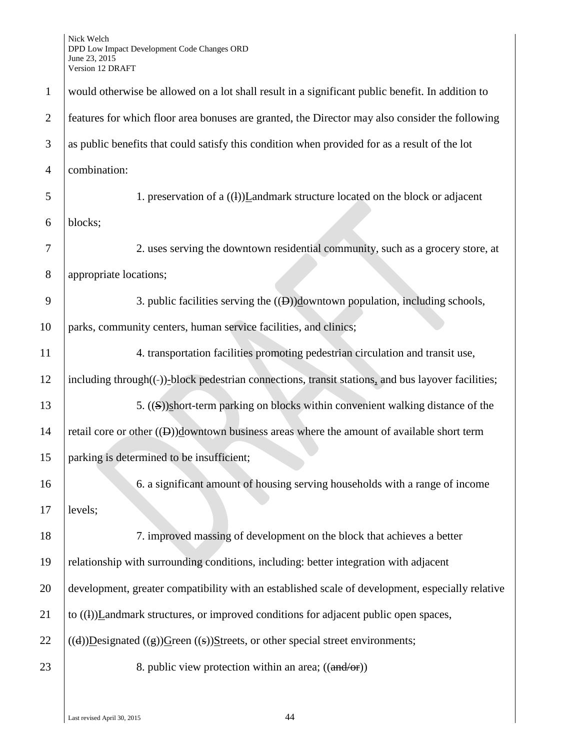would otherwise be allowed on a lot shall result in a significant public benefit. In addition to features for which floor area bonuses are granted, the Director may also consider the following as public benefits that could satisfy this condition when provided for as a result of the lot combination:

1. preservation of a ((l))Landmark structure located on the block or adjacent blocks;

2. uses serving the downtown residential community, such as a grocery store, at appropriate locations;

3. public facilities serving the ((D))downtown population, including schools, parks, community centers, human service facilities, and clinics;

4. transportation facilities promoting pedestrian circulation and transit use, including through((-))-block pedestrian connections, transit stations, and bus layover facilities;

5. ((S))short-term parking on blocks within convenient walking distance of the retail core or other ((D))downtown business areas where the amount of available short term parking is determined to be insufficient;

6. a significant amount of housing serving households with a range of income levels;

7. improved massing of development on the block that achieves a better relationship with surrounding conditions, including: better integration with adjacent development, greater compatibility with an established scale of development, especially relative to ((l))Landmark structures, or improved conditions for adjacent public open spaces, ((d))Designated ((g))Green ((s))Streets, or other special street environments;

8. public view protection within an area; ((and/or))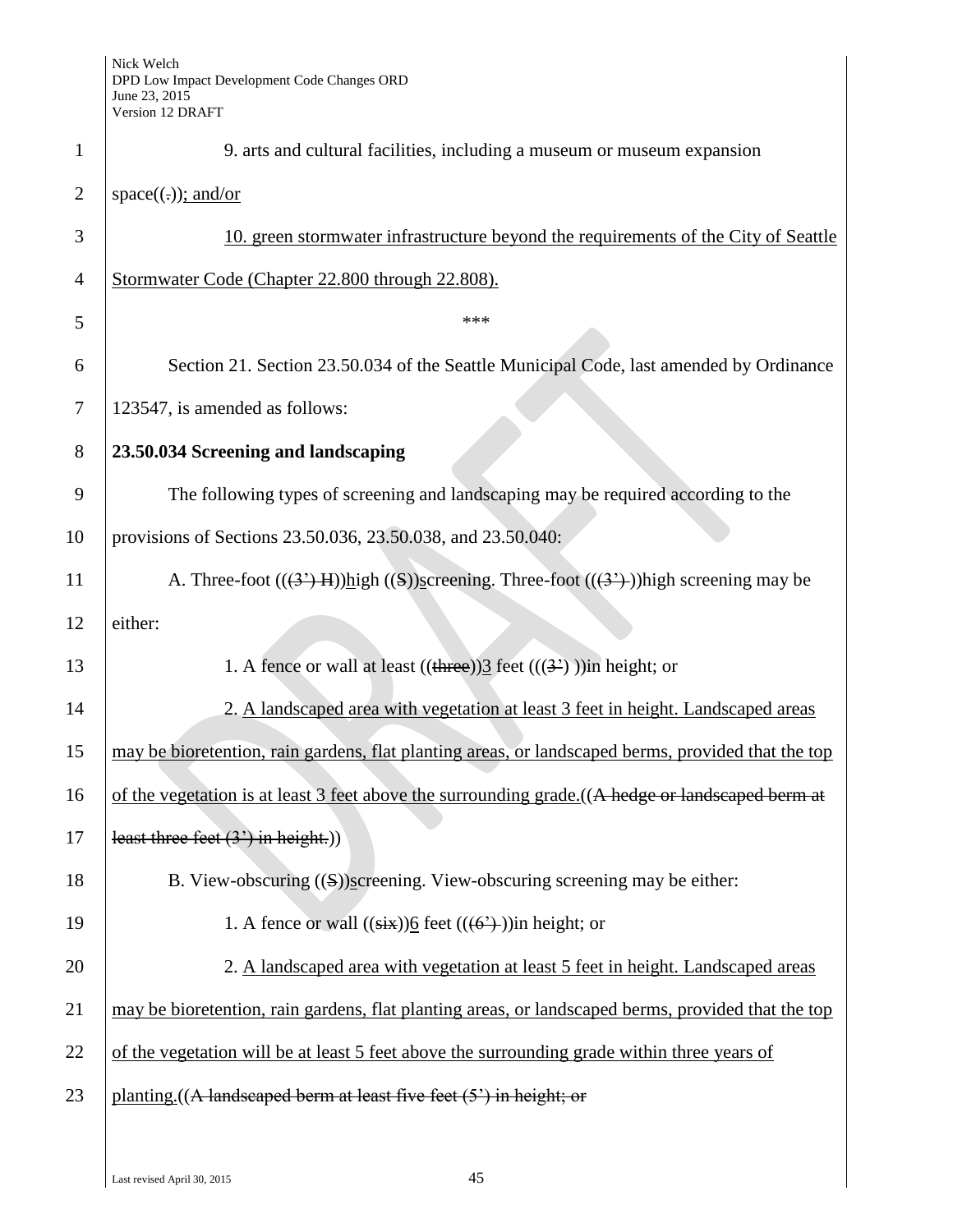9. arts and cultural facilities, including a museum or museum expansion space((.)); and/or

10. green stormwater infrastructure beyond the requirements of the City of Seattle Stormwater Code (Chapter 22.800 through 22.808).

\*\*\*

Section 21. Section 23.50.034 of the Seattle Municipal Code, last amended by Ordinance 123547, is amended as follows:

**23.50.034 Screening and landscaping**

The following types of screening and landscaping may be required according to the provisions of Sections 23.50.036, 23.50.038, and 23.50.040:

A. Three-foot (((3') H))high ((S))screening. Three-foot (((3') ))high screening may be either:

1. A fence or wall at least ((three))3 feet (((3') ))in height; or

2. A landscaped area with vegetation at least 3 feet in height. Landscaped areas may be bioretention, rain gardens, flat planting areas, or landscaped berms, provided that the top of the vegetation is at least 3 feet above the surrounding grade.((A hedge or landscaped berm at least three feet (3') in height.))

B. View-obscuring ((S))screening. View-obscuring screening may be either:

1. A fence or wall ((six))6 feet (((6') ))in height; or

2. A landscaped area with vegetation at least 5 feet in height. Landscaped areas may be bioretention, rain gardens, flat planting areas, or landscaped berms, provided that the top of the vegetation will be at least 5 feet above the surrounding grade within three years of planting.((A landscaped berm at least five feet (5') in height; or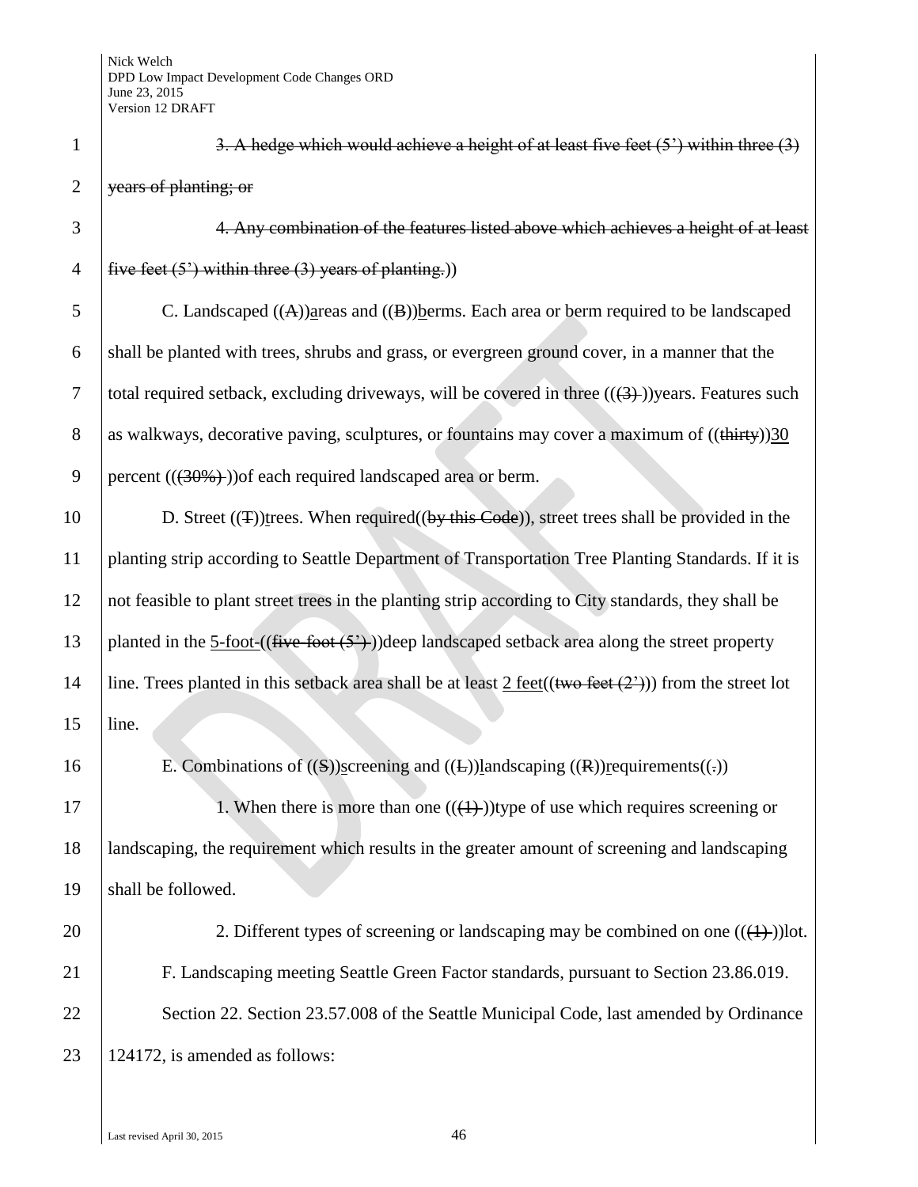~~3. A hedge which would achieve a height of at least five feet (5') within three (3) years of planting; or~~

~~4. Any combination of the features listed above which achieves a height of at least five feet (5') within three (3) years of planting.~~))

C. Landscaped ((~~A~~))<u>a</u>reas and ((~~B~~))<u>b</u>erms. Each area or berm required to be landscaped shall be planted with trees, shrubs and grass, or evergreen ground cover, in a manner that the total required setback, excluding driveways, will be covered in three ((~~(3)~~ ))years. Features such as walkways, decorative paving, sculptures, or fountains may cover a maximum of ((~~thirty~~))<u>30</u> percent ((~~(30%)~~ ))of each required landscaped area or berm.

D. Street ((~~T~~))<u>t</u>rees. When required((~~by this Code~~)), street trees shall be provided in the planting strip according to Seattle Department of Transportation Tree Planting Standards. If it is not feasible to plant street trees in the planting strip according to City standards, they shall be planted in the <u>5-foot-</u>((~~five-foot (5')~~ ))deep landscaped setback area along the street property line. Trees planted in this setback area shall be at least <u>2 feet</u>((~~two feet (2')~~)) from the street lot line.

E. Combinations of ((~~S~~))<u>s</u>creening and ((~~L~~))<u>l</u>andscaping ((~~R~~))<u>r</u>equirements((~~.~~))

1. When there is more than one ((~~(1)~~ ))type of use which requires screening or landscaping, the requirement which results in the greater amount of screening and landscaping shall be followed.

2. Different types of screening or landscaping may be combined on one ((~~(1)~~ ))lot.

F. Landscaping meeting Seattle Green Factor standards, pursuant to Section 23.86.019.

Section 22. Section 23.57.008 of the Seattle Municipal Code, last amended by Ordinance 124172, is amended as follows: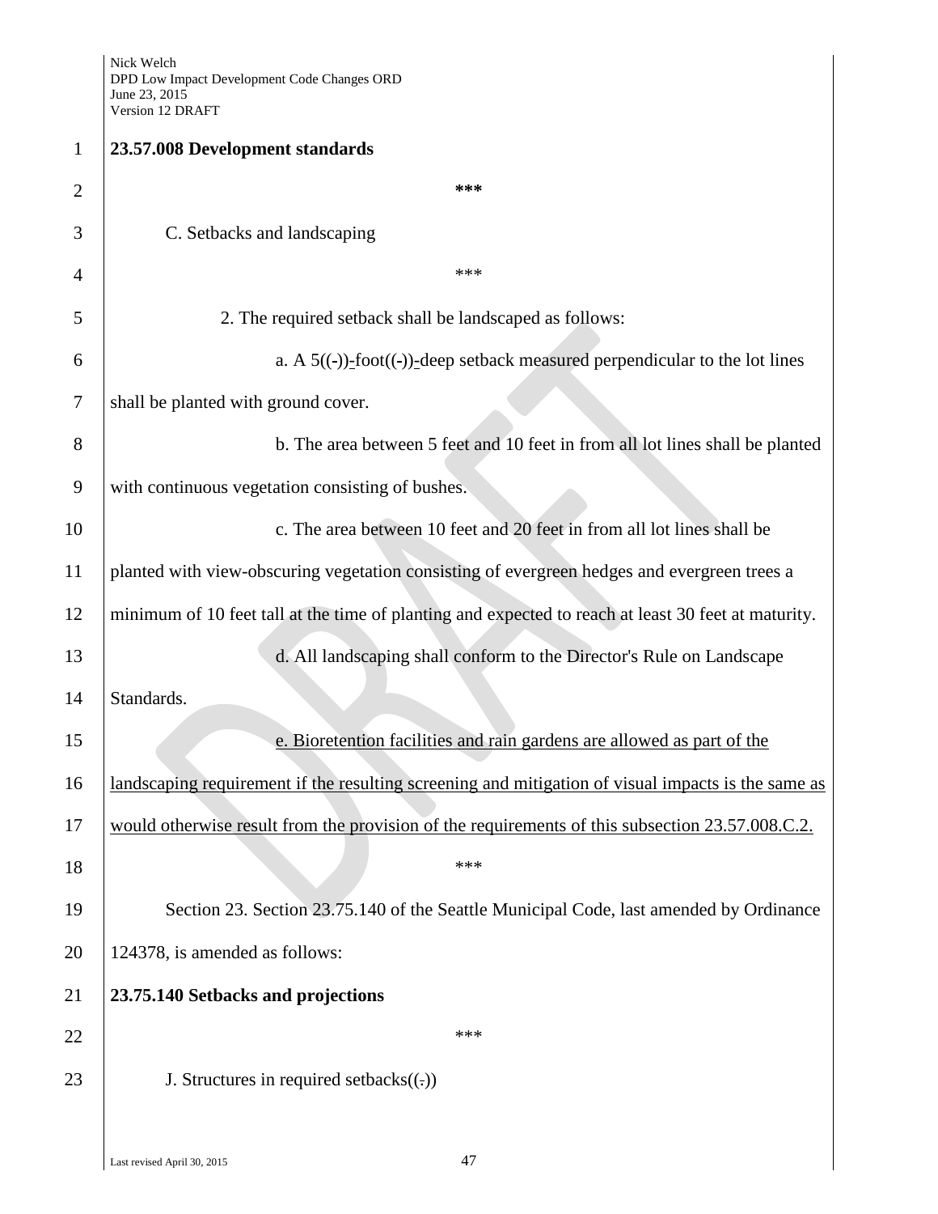**23.57.008 Development standards**

\*\*\*

C. Setbacks and landscaping

\*\*\*

2. The required setback shall be landscaped as follows:

a. A 5((-))-foot((-))-deep setback measured perpendicular to the lot lines shall be planted with ground cover.

b. The area between 5 feet and 10 feet in from all lot lines shall be planted with continuous vegetation consisting of bushes.

c. The area between 10 feet and 20 feet in from all lot lines shall be planted with view-obscuring vegetation consisting of evergreen hedges and evergreen trees a minimum of 10 feet tall at the time of planting and expected to reach at least 30 feet at maturity.

d. All landscaping shall conform to the Director's Rule on Landscape Standards.

<u>e. Bioretention facilities and rain gardens are allowed as part of the landscaping requirement if the resulting screening and mitigation of visual impacts is the same as would otherwise result from the provision of the requirements of this subsection 23.57.008.C.2.</u>

\*\*\*

Section 23. Section 23.75.140 of the Seattle Municipal Code, last amended by Ordinance 124378, is amended as follows:

**23.75.140 Setbacks and projections**

\*\*\*

J. Structures in required setbacks((.))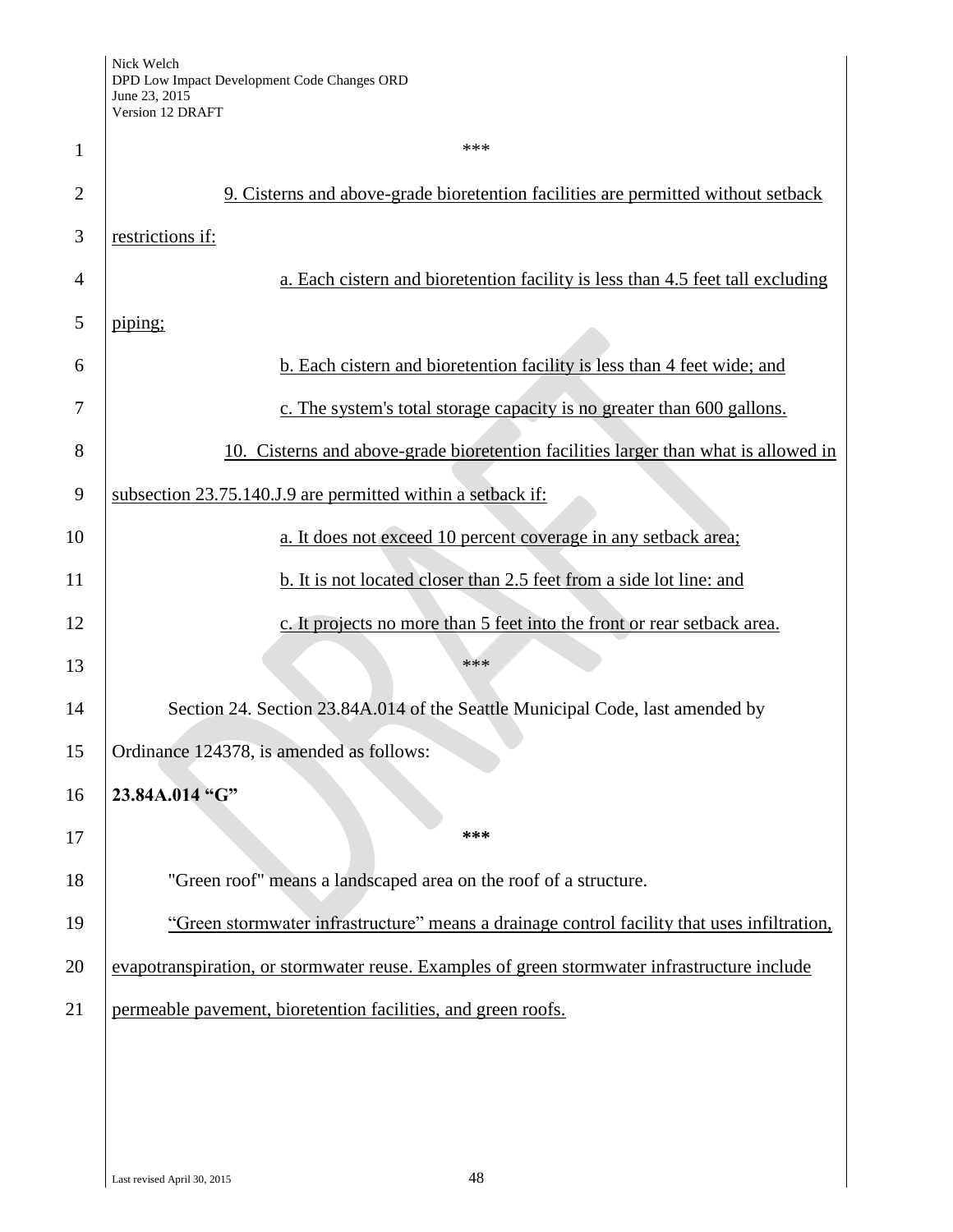\*\*\*

9. Cisterns and above-grade bioretention facilities are permitted without setback restrictions if:

a. Each cistern and bioretention facility is less than 4.5 feet tall excluding piping;

b. Each cistern and bioretention facility is less than 4 feet wide; and

c. The system's total storage capacity is no greater than 600 gallons.

10. Cisterns and above-grade bioretention facilities larger than what is allowed in subsection 23.75.140.J.9 are permitted within a setback if:

a. It does not exceed 10 percent coverage in any setback area;

b. It is not located closer than 2.5 feet from a side lot line: and

c. It projects no more than 5 feet into the front or rear setback area.

\*\*\*

Section 24. Section 23.84A.014 of the Seattle Municipal Code, last amended by Ordinance 124378, is amended as follows:

**23.84A.014 "G"**

**\*\*\***

"Green roof" means a landscaped area on the roof of a structure.

"Green stormwater infrastructure" means a drainage control facility that uses infiltration, evapotranspiration, or stormwater reuse. Examples of green stormwater infrastructure include permeable pavement, bioretention facilities, and green roofs.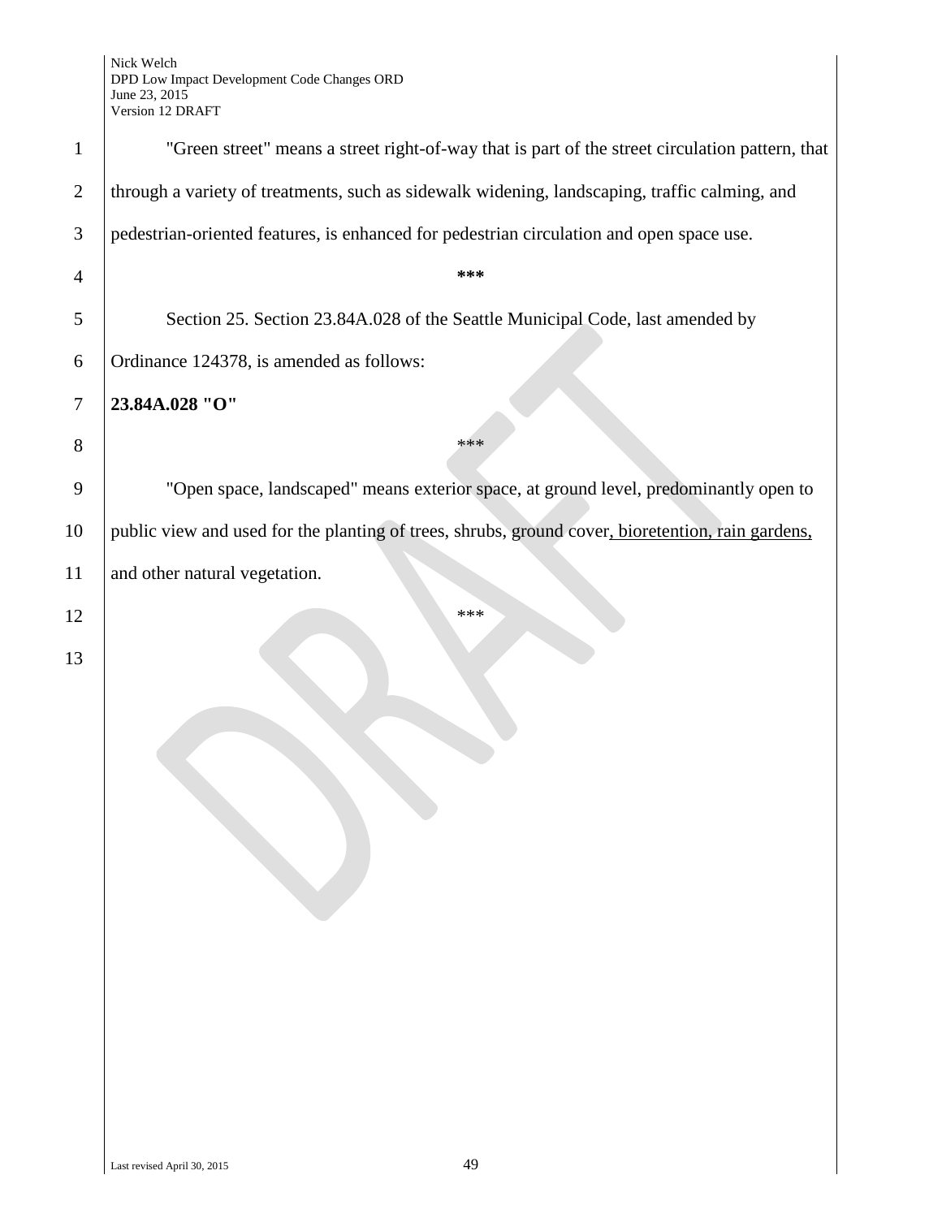"Green street" means a street right-of-way that is part of the street circulation pattern, that through a variety of treatments, such as sidewalk widening, landscaping, traffic calming, and pedestrian-oriented features, is enhanced for pedestrian circulation and open space use.

***

Section 25. Section 23.84A.028 of the Seattle Municipal Code, last amended by Ordinance 124378, is amended as follows:

**23.84A.028 "O"**

***

"Open space, landscaped" means exterior space, at ground level, predominantly open to public view and used for the planting of trees, shrubs, ground cover, bioretention, rain gardens, and other natural vegetation.

***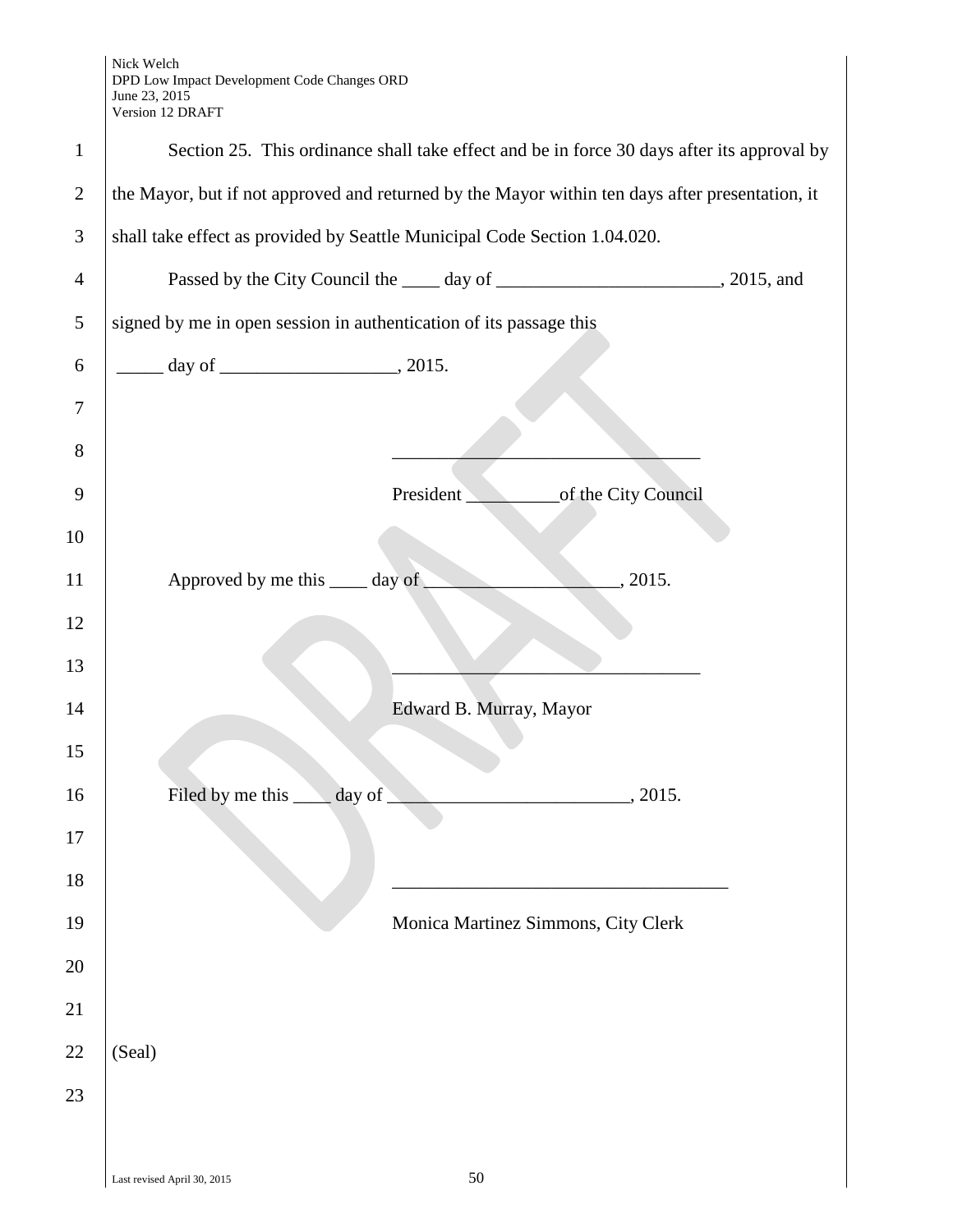Section 25. This ordinance shall take effect and be in force 30 days after its approval by the Mayor, but if not approved and returned by the Mayor within ten days after presentation, it shall take effect as provided by Seattle Municipal Code Section 1.04.020.

Passed by the City Council the ____ day of ________________________, 2015, and signed by me in open session in authentication of its passage this

_____ day of ___________________, 2015.

_________________________________

President __________of the City Council

Approved by me this ____ day of ____________________, 2015.

_________________________________

Edward B. Murray, Mayor

Filed by me this ____ day of __________________________, 2015.

____________________________________

Monica Martinez Simmons, City Clerk

(Seal)